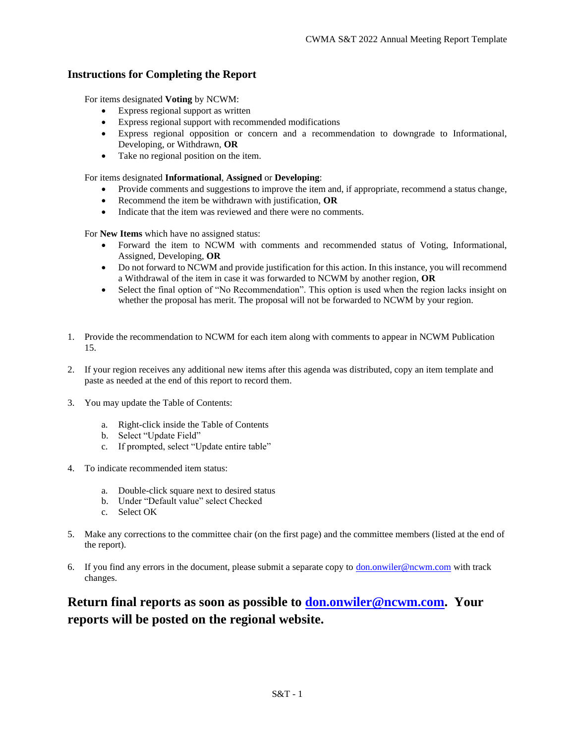## Instructions for Completing the Report

For items designated **Voting** by NCWM:

- Express regional support as written
- Express regional support with recommended modifications
- Express regional opposition or concern and a recommendation to downgrade to Informational, Developing, or Withdrawn, **OR**
- Take no regional position on the item.

For items designated **Informational**, **Assigned** or **Developing**:

- Provide comments and suggestions to improve the item and, if appropriate, recommend a status change,
- Recommend the item be withdrawn with justification, **OR**
- Indicate that the item was reviewed and there were no comments.

For **New Items** which have no assigned status:

- Forward the item to NCWM with comments and recommended status of Voting, Informational, Assigned, Developing, **OR**
- Do not forward to NCWM and provide justification for this action. In this instance, you will recommend a Withdrawal of the item in case it was forwarded to NCWM by another region, **OR**
- Select the final option of "No Recommendation". This option is used when the region lacks insight on whether the proposal has merit. The proposal will not be forwarded to NCWM by your region.

1. Provide the recommendation to NCWM for each item along with comments to appear in NCWM Publication 15.
2. If your region receives any additional new items after this agenda was distributed, copy an item template and paste as needed at the end of this report to record them.
3. You may update the Table of Contents:
   a. Right-click inside the Table of Contents
   b. Select "Update Field"
   c. If prompted, select "Update entire table"
4. To indicate recommended item status:
   a. Double-click square next to desired status
   b. Under "Default value" select Checked
   c. Select OK
5. Make any corrections to the committee chair (on the first page) and the committee members (listed at the end of the report).
6. If you find any errors in the document, please submit a separate copy to don.onwiler@ncwm.com with track changes.

## Return final reports as soon as possible to don.onwiler@ncwm.com. Your reports will be posted on the regional website.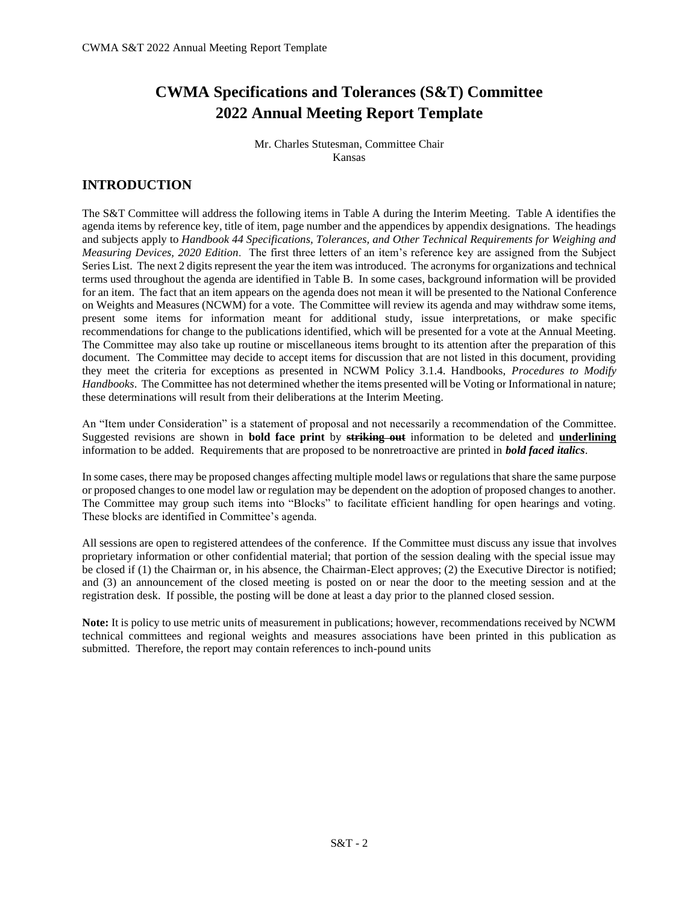# CWMA Specifications and Tolerances (S&T) Committee
# 2022 Annual Meeting Report Template

Mr. Charles Stutesman, Committee Chair
Kansas

## INTRODUCTION

The S&T Committee will address the following items in Table A during the Interim Meeting. Table A identifies the agenda items by reference key, title of item, page number and the appendices by appendix designations. The headings and subjects apply to *Handbook 44 Specifications, Tolerances, and Other Technical Requirements for Weighing and Measuring Devices, 2020 Edition*. The first three letters of an item's reference key are assigned from the Subject Series List. The next 2 digits represent the year the item was introduced. The acronyms for organizations and technical terms used throughout the agenda are identified in Table B. In some cases, background information will be provided for an item. The fact that an item appears on the agenda does not mean it will be presented to the National Conference on Weights and Measures (NCWM) for a vote. The Committee will review its agenda and may withdraw some items, present some items for information meant for additional study, issue interpretations, or make specific recommendations for change to the publications identified, which will be presented for a vote at the Annual Meeting. The Committee may also take up routine or miscellaneous items brought to its attention after the preparation of this document. The Committee may decide to accept items for discussion that are not listed in this document, providing they meet the criteria for exceptions as presented in NCWM Policy 3.1.4. Handbooks, *Procedures to Modify Handbooks*. The Committee has not determined whether the items presented will be Voting or Informational in nature; these determinations will result from their deliberations at the Interim Meeting.

An "Item under Consideration" is a statement of proposal and not necessarily a recommendation of the Committee. Suggested revisions are shown in **bold face print** by **~~striking out~~** information to be deleted and **<u>underlining</u>** information to be added. Requirements that are proposed to be nonretroactive are printed in ***bold faced italics***.

In some cases, there may be proposed changes affecting multiple model laws or regulations that share the same purpose or proposed changes to one model law or regulation may be dependent on the adoption of proposed changes to another. The Committee may group such items into "Blocks" to facilitate efficient handling for open hearings and voting. These blocks are identified in Committee's agenda.

All sessions are open to registered attendees of the conference. If the Committee must discuss any issue that involves proprietary information or other confidential material; that portion of the session dealing with the special issue may be closed if (1) the Chairman or, in his absence, the Chairman-Elect approves; (2) the Executive Director is notified; and (3) an announcement of the closed meeting is posted on or near the door to the meeting session and at the registration desk. If possible, the posting will be done at least a day prior to the planned closed session.

**Note:** It is policy to use metric units of measurement in publications; however, recommendations received by NCWM technical committees and regional weights and measures associations have been printed in this publication as submitted. Therefore, the report may contain references to inch-pound units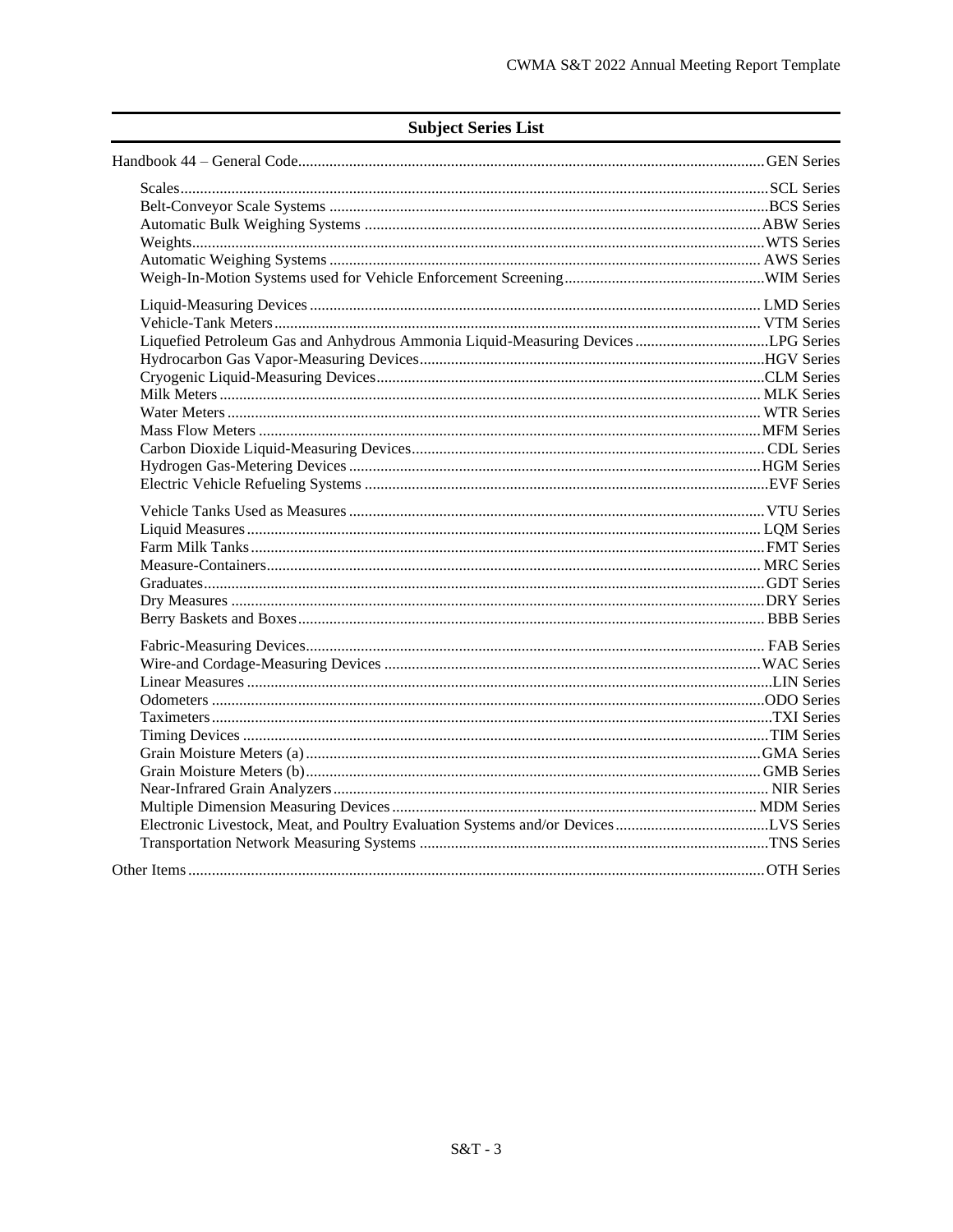## Subject Series List

Handbook 44 – General Code ........ GEN Series

- Scales ........ SCL Series
- Belt-Conveyor Scale Systems ........ BCS Series
- Automatic Bulk Weighing Systems ........ ABW Series
- Weights ........ WTS Series
- Automatic Weighing Systems ........ AWS Series
- Weigh-In-Motion Systems used for Vehicle Enforcement Screening ........ WIM Series

- Liquid-Measuring Devices ........ LMD Series
- Vehicle-Tank Meters ........ VTM Series
- Liquefied Petroleum Gas and Anhydrous Ammonia Liquid-Measuring Devices ........ LPG Series
- Hydrocarbon Gas Vapor-Measuring Devices ........ HGV Series
- Cryogenic Liquid-Measuring Devices ........ CLM Series
- Milk Meters ........ MLK Series
- Water Meters ........ WTR Series
- Mass Flow Meters ........ MFM Series
- Carbon Dioxide Liquid-Measuring Devices ........ CDL Series
- Hydrogen Gas-Metering Devices ........ HGM Series
- Electric Vehicle Refueling Systems ........ EVF Series

- Vehicle Tanks Used as Measures ........ VTU Series
- Liquid Measures ........ LQM Series
- Farm Milk Tanks ........ FMT Series
- Measure-Containers ........ MRC Series
- Graduates ........ GDT Series
- Dry Measures ........ DRY Series
- Berry Baskets and Boxes ........ BBB Series

- Fabric-Measuring Devices ........ FAB Series
- Wire-and Cordage-Measuring Devices ........ WAC Series
- Linear Measures ........ LIN Series
- Odometers ........ ODO Series
- Taximeters ........ TXI Series
- Timing Devices ........ TIM Series
- Grain Moisture Meters (a) ........ GMA Series
- Grain Moisture Meters (b) ........ GMB Series
- Near-Infrared Grain Analyzers ........ NIR Series
- Multiple Dimension Measuring Devices ........ MDM Series
- Electronic Livestock, Meat, and Poultry Evaluation Systems and/or Devices ........ LVS Series
- Transportation Network Measuring Systems ........ TNS Series

Other Items ........ OTH Series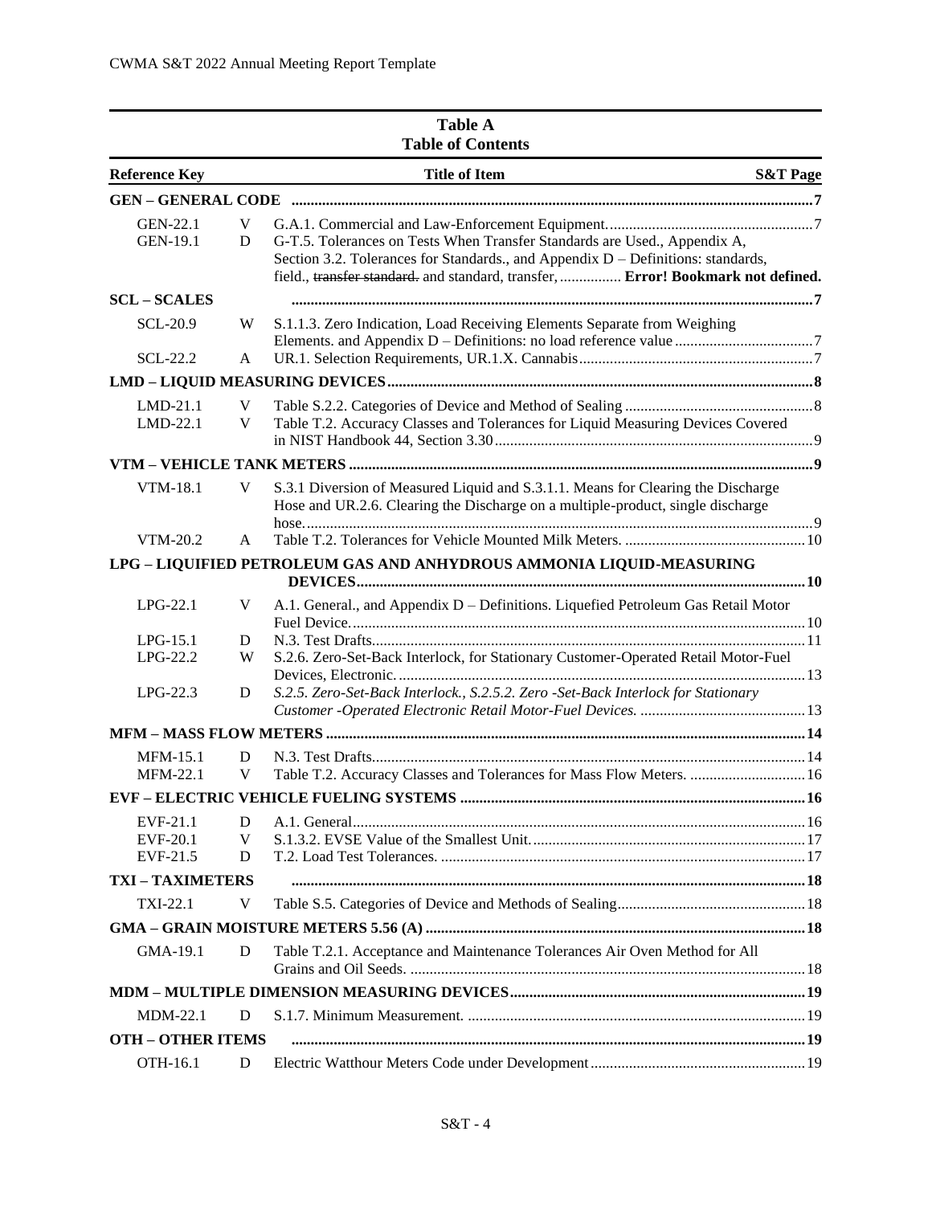**Table A**
**Table of Contents**

| Reference Key | | Title of Item | S&T Page |
|---|---|---|---|
| **GEN – GENERAL CODE** | | | **7** |
| GEN-22.1 | V | G.A.1. Commercial and Law-Enforcement Equipment. | 7 |
| GEN-19.1 | D | G-T.5. Tolerances on Tests When Transfer Standards are Used., Appendix A, Section 3.2. Tolerances for Standards., and Appendix D – Definitions: standards, field., ~~transfer standard.~~ and standard, transfer, | **Error! Bookmark not defined.** |
| **SCL – SCALES** | | | **7** |
| SCL-20.9 | W | S.1.1.3. Zero Indication, Load Receiving Elements Separate from Weighing Elements. and Appendix D – Definitions: no load reference value | 7 |
| SCL-22.2 | A | UR.1. Selection Requirements, UR.1.X. Cannabis | 7 |
| **LMD – LIQUID MEASURING DEVICES** | | | **8** |
| LMD-21.1 | V | Table S.2.2. Categories of Device and Method of Sealing | 8 |
| LMD-22.1 | V | Table T.2. Accuracy Classes and Tolerances for Liquid Measuring Devices Covered in NIST Handbook 44, Section 3.30 | 9 |
| **VTM – VEHICLE TANK METERS** | | | **9** |
| VTM-18.1 | V | S.3.1 Diversion of Measured Liquid and S.3.1.1. Means for Clearing the Discharge Hose and UR.2.6. Clearing the Discharge on a multiple-product, single discharge hose. | 9 |
| VTM-20.2 | A | Table T.2. Tolerances for Vehicle Mounted Milk Meters. | 10 |
| **LPG – LIQUIFIED PETROLEUM GAS AND ANHYDROUS AMMONIA LIQUID-MEASURING DEVICES** | | | **10** |
| LPG-22.1 | V | A.1. General., and Appendix D – Definitions. Liquefied Petroleum Gas Retail Motor Fuel Device. | 10 |
| LPG-15.1 | D | N.3. Test Drafts. | 11 |
| LPG-22.2 | W | S.2.6. Zero-Set-Back Interlock, for Stationary Customer-Operated Retail Motor-Fuel Devices, Electronic. | 13 |
| LPG-22.3 | D | *S.2.5. Zero-Set-Back Interlock., S.2.5.2. Zero -Set-Back Interlock for Stationary Customer -Operated Electronic Retail Motor-Fuel Devices.* | 13 |
| **MFM – MASS FLOW METERS** | | | **14** |
| MFM-15.1 | D | N.3. Test Drafts. | 14 |
| MFM-22.1 | V | Table T.2. Accuracy Classes and Tolerances for Mass Flow Meters. | 16 |
| **EVF – ELECTRIC VEHICLE FUELING SYSTEMS** | | | **16** |
| EVF-21.1 | D | A.1. General. | 16 |
| EVF-20.1 | V | S.1.3.2. EVSE Value of the Smallest Unit. | 17 |
| EVF-21.5 | D | T.2. Load Test Tolerances. | 17 |
| **TXI – TAXIMETERS** | | | **18** |
| TXI-22.1 | V | Table S.5. Categories of Device and Methods of Sealing | 18 |
| **GMA – GRAIN MOISTURE METERS 5.56 (A)** | | | **18** |
| GMA-19.1 | D | Table T.2.1. Acceptance and Maintenance Tolerances Air Oven Method for All Grains and Oil Seeds. | 18 |
| **MDM – MULTIPLE DIMENSION MEASURING DEVICES** | | | **19** |
| MDM-22.1 | D | S.1.7. Minimum Measurement. | 19 |
| **OTH – OTHER ITEMS** | | | **19** |
| OTH-16.1 | D | Electric Watthour Meters Code under Development | 19 |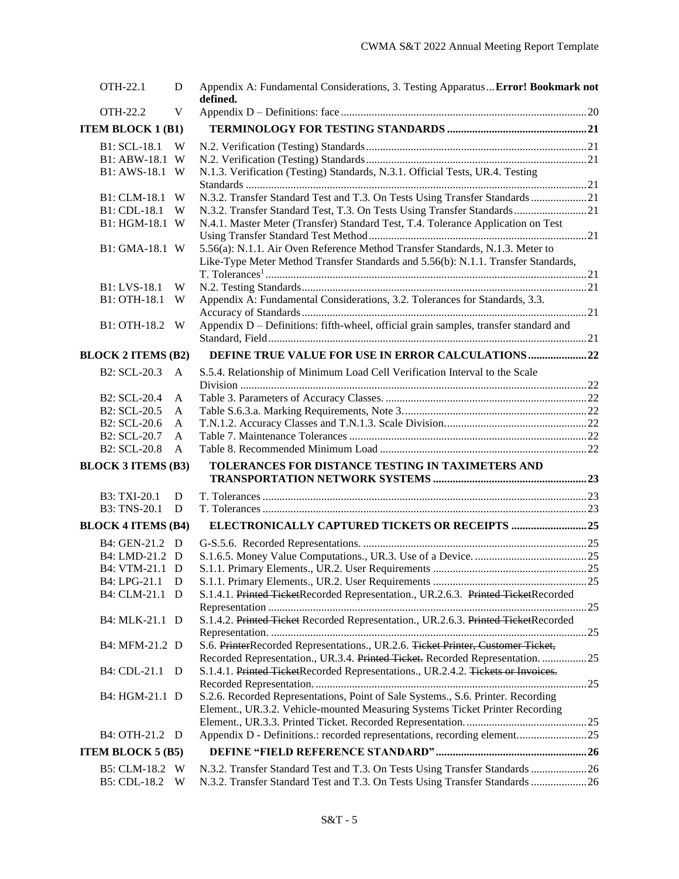| | | | |
|---|---|---|---|
| OTH-22.1 | D | Appendix A: Fundamental Considerations, 3. Testing Apparatus... **Error! Bookmark not defined.** | |
| OTH-22.2 | V | Appendix D – Definitions: face | 20 |
| **ITEM BLOCK 1 (B1)** | | **TERMINOLOGY FOR TESTING STANDARDS** | **21** |
| B1: SCL-18.1 | W | N.2. Verification (Testing) Standards | 21 |
| B1: ABW-18.1 | W | N.2. Verification (Testing) Standards | 21 |
| B1: AWS-18.1 | W | N.1.3. Verification (Testing) Standards, N.3.1. Official Tests, UR.4. Testing Standards | 21 |
| B1: CLM-18.1 | W | N.3.2. Transfer Standard Test and T.3. On Tests Using Transfer Standards | 21 |
| B1: CDL-18.1 | W | N.3.2. Transfer Standard Test, T.3. On Tests Using Transfer Standards | 21 |
| B1: HGM-18.1 | W | N.4.1. Master Meter (Transfer) Standard Test, T.4. Tolerance Application on Test Using Transfer Standard Test Method | 21 |
| B1: GMA-18.1 | W | 5.56(a): N.1.1. Air Oven Reference Method Transfer Standards, N.1.3. Meter to Like-Type Meter Method Transfer Standards and 5.56(b): N.1.1. Transfer Standards, T. Tolerances[1] | 21 |
| B1: LVS-18.1 | W | N.2. Testing Standards | 21 |
| B1: OTH-18.1 | W | Appendix A: Fundamental Considerations, 3.2. Tolerances for Standards, 3.3. Accuracy of Standards | 21 |
| B1: OTH-18.2 | W | Appendix D – Definitions: fifth-wheel, official grain samples, transfer standard and Standard, Field | 21 |
| **BLOCK 2 ITEMS (B2)** | | **DEFINE TRUE VALUE FOR USE IN ERROR CALCULATIONS** | **22** |
| B2: SCL-20.3 | A | S.5.4. Relationship of Minimum Load Cell Verification Interval to the Scale Division | 22 |
| B2: SCL-20.4 | A | Table 3. Parameters of Accuracy Classes. | 22 |
| B2: SCL-20.5 | A | Table S.6.3.a. Marking Requirements, Note 3. | 22 |
| B2: SCL-20.6 | A | T.N.1.2. Accuracy Classes and T.N.1.3. Scale Division. | 22 |
| B2: SCL-20.7 | A | Table 7. Maintenance Tolerances | 22 |
| B2: SCL-20.8 | A | Table 8. Recommended Minimum Load | 22 |
| **BLOCK 3 ITEMS (B3)** | | **TOLERANCES FOR DISTANCE TESTING IN TAXIMETERS AND TRANSPORTATION NETWORK SYSTEMS** | **23** |
| B3: TXI-20.1 | D | T. Tolerances | 23 |
| B3: TNS-20.1 | D | T. Tolerances | 23 |
| **BLOCK 4 ITEMS (B4)** | | **ELECTRONICALLY CAPTURED TICKETS OR RECEIPTS** | **25** |
| B4: GEN-21.2 | D | G-S.5.6. Recorded Representations. | 25 |
| B4: LMD-21.2 | D | S.1.6.5. Money Value Computations., UR.3. Use of a Device. | 25 |
| B4: VTM-21.1 | D | S.1.1. Primary Elements., UR.2. User Requirements | 25 |
| B4: LPG-21.1 | D | S.1.1. Primary Elements., UR.2. User Requirements | 25 |
| B4: CLM-21.1 | D | S.1.4.1. ~~Printed Ticket~~Recorded Representation., UR.2.6.3. ~~Printed Ticket~~Recorded Representation | 25 |
| B4: MLK-21.1 | D | S.1.4.2. ~~Printed Ticket~~ Recorded Representation., UR.2.6.3. ~~Printed Ticket~~Recorded Representation. | 25 |
| B4: MFM-21.2 | D | S.6. ~~Printer~~Recorded Representations., UR.2.6. ~~Ticket Printer, Customer Ticket,~~ Recorded Representation., UR.3.4. ~~Printed Ticket.~~ Recorded Representation. | 25 |
| B4: CDL-21.1 | D | S.1.4.1. ~~Printed Ticket~~Recorded Representations., UR.2.4.2. ~~Tickets or Invoices.~~ Recorded Representation. | 25 |
| B4: HGM-21.1 | D | S.2.6. Recorded Representations, Point of Sale Systems., S.6. Printer. Recording Element., UR.3.2. Vehicle-mounted Measuring Systems Ticket Printer Recording Element., UR.3.3. Printed Ticket. Recorded Representation. | 25 |
| B4: OTH-21.2 | D | Appendix D - Definitions.: recorded representations, recording element. | 25 |
| **ITEM BLOCK 5 (B5)** | | **DEFINE "FIELD REFERENCE STANDARD"** | **26** |
| B5: CLM-18.2 | W | N.3.2. Transfer Standard Test and T.3. On Tests Using Transfer Standards | 26 |
| B5: CDL-18.2 | W | N.3.2. Transfer Standard Test and T.3. On Tests Using Transfer Standards | 26 |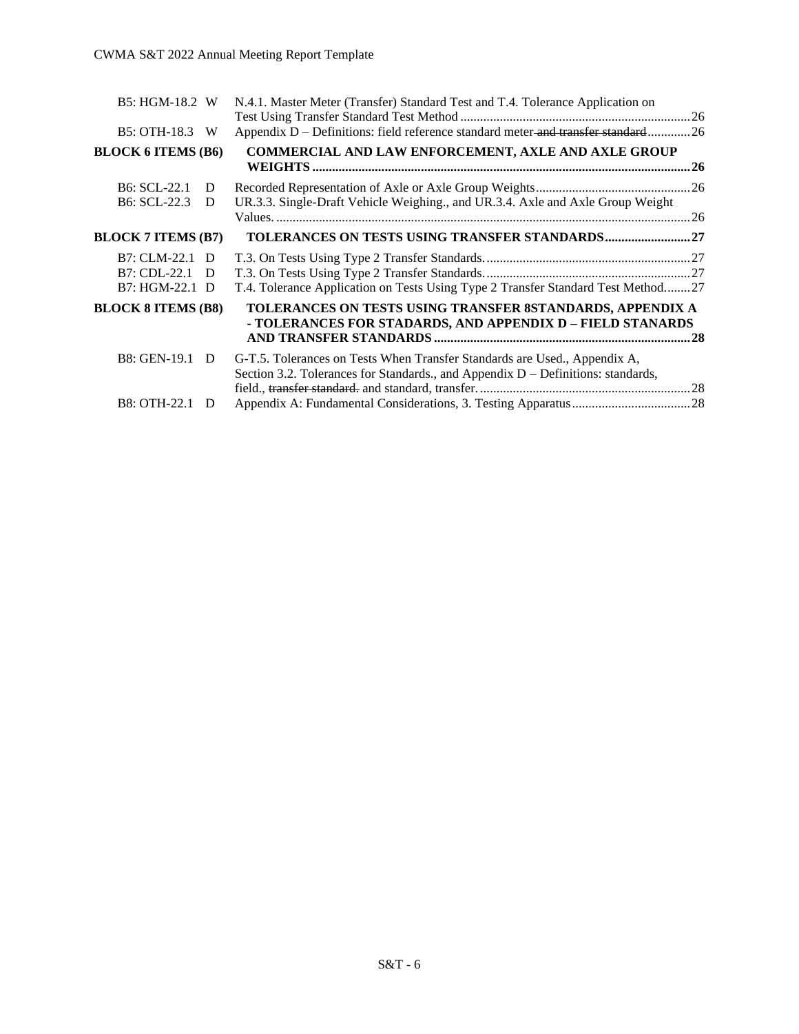| | |
|---|---|
| B5: HGM-18.2 W | N.4.1. Master Meter (Transfer) Standard Test and T.4. Tolerance Application on Test Using Transfer Standard Test Method ... 26 |
| B5: OTH-18.3 W | Appendix D – Definitions: field reference standard meter ~~and transfer standard~~ ... 26 |
| **BLOCK 6 ITEMS (B6)** | **COMMERCIAL AND LAW ENFORCEMENT, AXLE AND AXLE GROUP WEIGHTS ... 26** |
| B6: SCL-22.1 D | Recorded Representation of Axle or Axle Group Weights ... 26 |
| B6: SCL-22.3 D | UR.3.3. Single-Draft Vehicle Weighing., and UR.3.4. Axle and Axle Group Weight Values. ... 26 |
| **BLOCK 7 ITEMS (B7)** | **TOLERANCES ON TESTS USING TRANSFER STANDARDS ... 27** |
| B7: CLM-22.1 D | T.3. On Tests Using Type 2 Transfer Standards. ... 27 |
| B7: CDL-22.1 D | T.3. On Tests Using Type 2 Transfer Standards. ... 27 |
| B7: HGM-22.1 D | T.4. Tolerance Application on Tests Using Type 2 Transfer Standard Test Method ... 27 |
| **BLOCK 8 ITEMS (B8)** | **TOLERANCES ON TESTS USING TRANSFER 8STANDARDS, APPENDIX A - TOLERANCES FOR STADARDS, AND APPENDIX D – FIELD STANARDS AND TRANSFER STANDARDS ... 28** |
| B8: GEN-19.1 D | G-T.5. Tolerances on Tests When Transfer Standards are Used., Appendix A, Section 3.2. Tolerances for Standards., and Appendix D – Definitions: standards, field., ~~transfer standard.~~ and standard, transfer. ... 28 |
| B8: OTH-22.1 D | Appendix A: Fundamental Considerations, 3. Testing Apparatus ... 28 |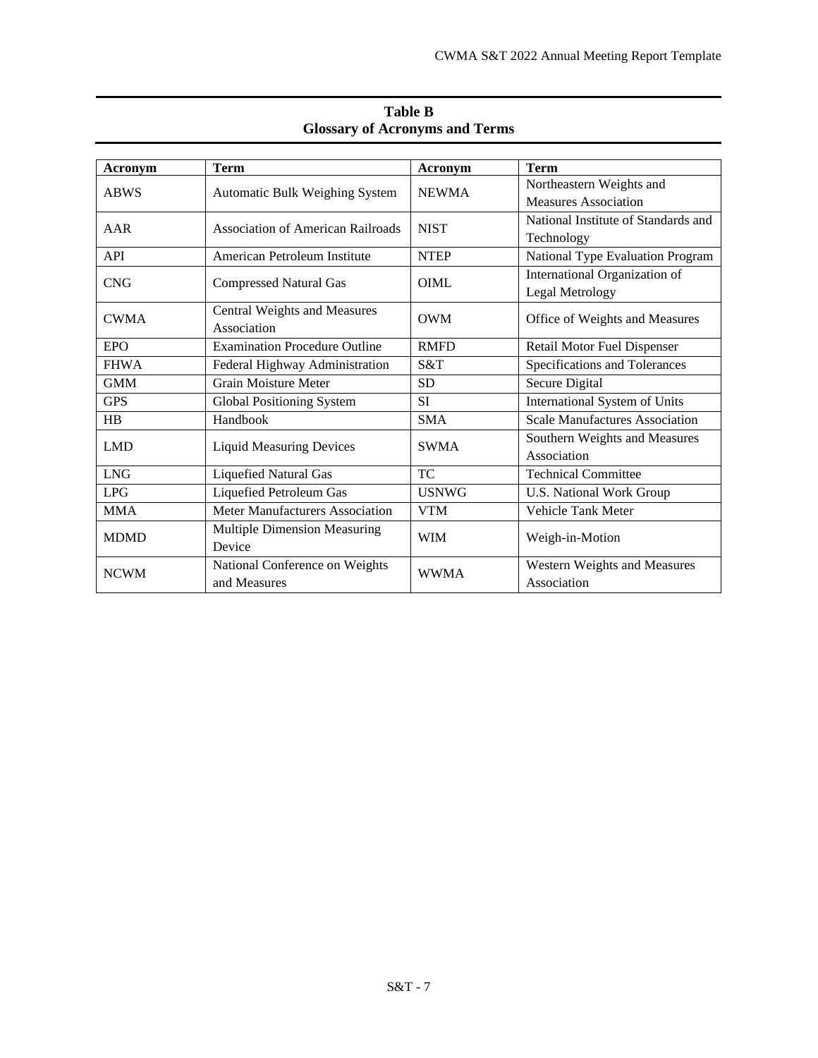**Table B**
**Glossary of Acronyms and Terms**

| Acronym | Term | Acronym | Term |
|---|---|---|---|
| ABWS | Automatic Bulk Weighing System | NEWMA | Northeastern Weights and Measures Association |
| AAR | Association of American Railroads | NIST | National Institute of Standards and Technology |
| API | American Petroleum Institute | NTEP | National Type Evaluation Program |
| CNG | Compressed Natural Gas | OIML | International Organization of Legal Metrology |
| CWMA | Central Weights and Measures Association | OWM | Office of Weights and Measures |
| EPO | Examination Procedure Outline | RMFD | Retail Motor Fuel Dispenser |
| FHWA | Federal Highway Administration | S&T | Specifications and Tolerances |
| GMM | Grain Moisture Meter | SD | Secure Digital |
| GPS | Global Positioning System | SI | International System of Units |
| HB | Handbook | SMA | Scale Manufactures Association |
| LMD | Liquid Measuring Devices | SWMA | Southern Weights and Measures Association |
| LNG | Liquefied Natural Gas | TC | Technical Committee |
| LPG | Liquefied Petroleum Gas | USNWG | U.S. National Work Group |
| MMA | Meter Manufacturers Association | VTM | Vehicle Tank Meter |
| MDMD | Multiple Dimension Measuring Device | WIM | Weigh-in-Motion |
| NCWM | National Conference on Weights and Measures | WWMA | Western Weights and Measures Association |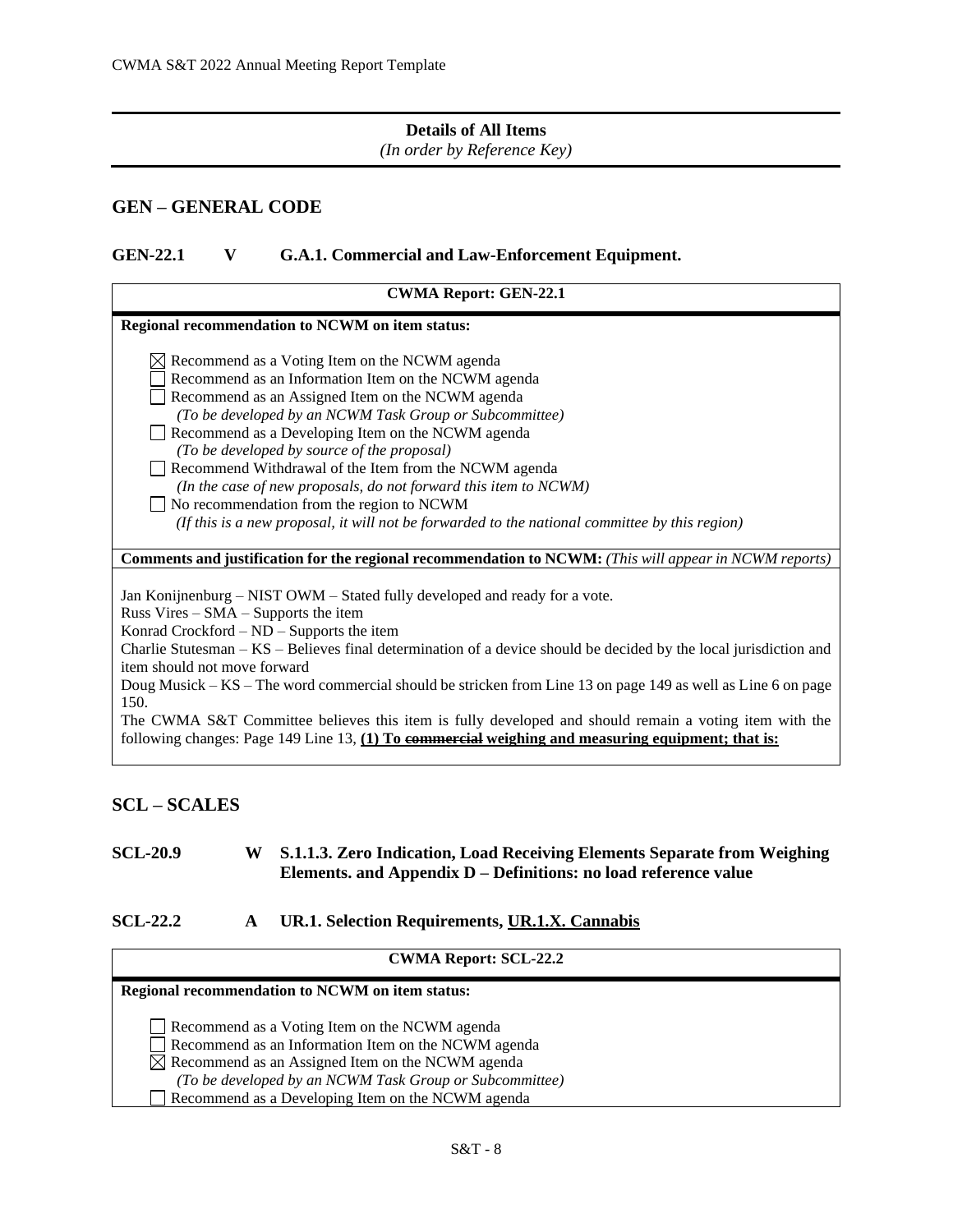**Details of All Items**
*(In order by Reference Key)*

## GEN – GENERAL CODE

### GEN-22.1 V G.A.1. Commercial and Law-Enforcement Equipment.

| CWMA Report: GEN-22.1 |
|---|
| **Regional recommendation to NCWM on item status:** |
| ☒ Recommend as a Voting Item on the NCWM agenda<br>☐ Recommend as an Information Item on the NCWM agenda<br>☐ Recommend as an Assigned Item on the NCWM agenda<br>*(To be developed by an NCWM Task Group or Subcommittee)*<br>☐ Recommend as a Developing Item on the NCWM agenda<br>*(To be developed by source of the proposal)*<br>☐ Recommend Withdrawal of the Item from the NCWM agenda<br>*(In the case of new proposals, do not forward this item to NCWM)*<br>☐ No recommendation from the region to NCWM<br>*(If this is a new proposal, it will not be forwarded to the national committee by this region)* |
| **Comments and justification for the regional recommendation to NCWM:** *(This will appear in NCWM reports)* |
| Jan Konijnenburg – NIST OWM – Stated fully developed and ready for a vote.<br>Russ Vires – SMA – Supports the item<br>Konrad Crockford – ND – Supports the item<br>Charlie Stutesman – KS – Believes final determination of a device should be decided by the local jurisdiction and item should not move forward<br>Doug Musick – KS – The word commercial should be stricken from Line 13 on page 149 as well as Line 6 on page 150.<br>The CWMA S&T Committee believes this item is fully developed and should remain a voting item with the following changes: Page 149 Line 13, **(1) To ~~commercial~~ weighing and measuring equipment; that is:** |

## SCL – SCALES

### SCL-20.9 W S.1.1.3. Zero Indication, Load Receiving Elements Separate from Weighing Elements. and Appendix D – Definitions: no load reference value

### SCL-22.2 A UR.1. Selection Requirements, UR.1.X. Cannabis

| CWMA Report: SCL-22.2 |
|---|
| **Regional recommendation to NCWM on item status:** |
| ☐ Recommend as a Voting Item on the NCWM agenda<br>☐ Recommend as an Information Item on the NCWM agenda<br>☒ Recommend as an Assigned Item on the NCWM agenda<br>*(To be developed by an NCWM Task Group or Subcommittee)*<br>☐ Recommend as a Developing Item on the NCWM agenda |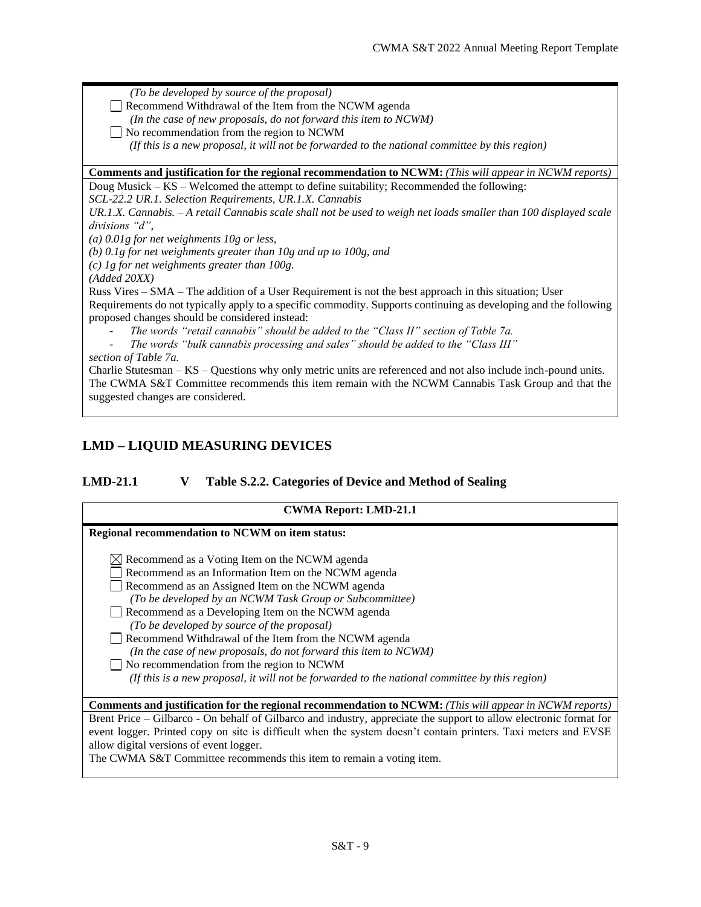*(To be developed by source of the proposal)*

☐ Recommend Withdrawal of the Item from the NCWM agenda
*(In the case of new proposals, do not forward this item to NCWM)*

☐ No recommendation from the region to NCWM
*(If this is a new proposal, it will not be forwarded to the national committee by this region)*

**Comments and justification for the regional recommendation to NCWM:** *(This will appear in NCWM reports)*

Doug Musick – KS – Welcomed the attempt to define suitability; Recommended the following:

*SCL-22.2 UR.1. Selection Requirements, UR.1.X. Cannabis*

*UR.1.X. Cannabis. – A retail Cannabis scale shall not be used to weigh net loads smaller than 100 displayed scale divisions "d",*

*(a) 0.01g for net weighments 10g or less,*

*(b) 0.1g for net weighments greater than 10g and up to 100g, and*

*(c) 1g for net weighments greater than 100g.*

*(Added 20XX)*

Russ Vires – SMA – The addition of a User Requirement is not the best approach in this situation; User Requirements do not typically apply to a specific commodity. Supports continuing as developing and the following proposed changes should be considered instead:

- *The words "retail cannabis" should be added to the "Class II" section of Table 7a.*
- *The words "bulk cannabis processing and sales" should be added to the "Class III" section of Table 7a.*

Charlie Stutesman – KS – Questions why only metric units are referenced and not also include inch-pound units.

The CWMA S&T Committee recommends this item remain with the NCWM Cannabis Task Group and that the suggested changes are considered.

## LMD – LIQUID MEASURING DEVICES

### LMD-21.1 V Table S.2.2. Categories of Device and Method of Sealing

**CWMA Report: LMD-21.1**

**Regional recommendation to NCWM on item status:**

☒ Recommend as a Voting Item on the NCWM agenda

☐ Recommend as an Information Item on the NCWM agenda

☐ Recommend as an Assigned Item on the NCWM agenda
*(To be developed by an NCWM Task Group or Subcommittee)*

☐ Recommend as a Developing Item on the NCWM agenda
*(To be developed by source of the proposal)*

☐ Recommend Withdrawal of the Item from the NCWM agenda
*(In the case of new proposals, do not forward this item to NCWM)*

☐ No recommendation from the region to NCWM
*(If this is a new proposal, it will not be forwarded to the national committee by this region)*

**Comments and justification for the regional recommendation to NCWM:** *(This will appear in NCWM reports)*

Brent Price – Gilbarco - On behalf of Gilbarco and industry, appreciate the support to allow electronic format for event logger. Printed copy on site is difficult when the system doesn't contain printers. Taxi meters and EVSE allow digital versions of event logger.

The CWMA S&T Committee recommends this item to remain a voting item.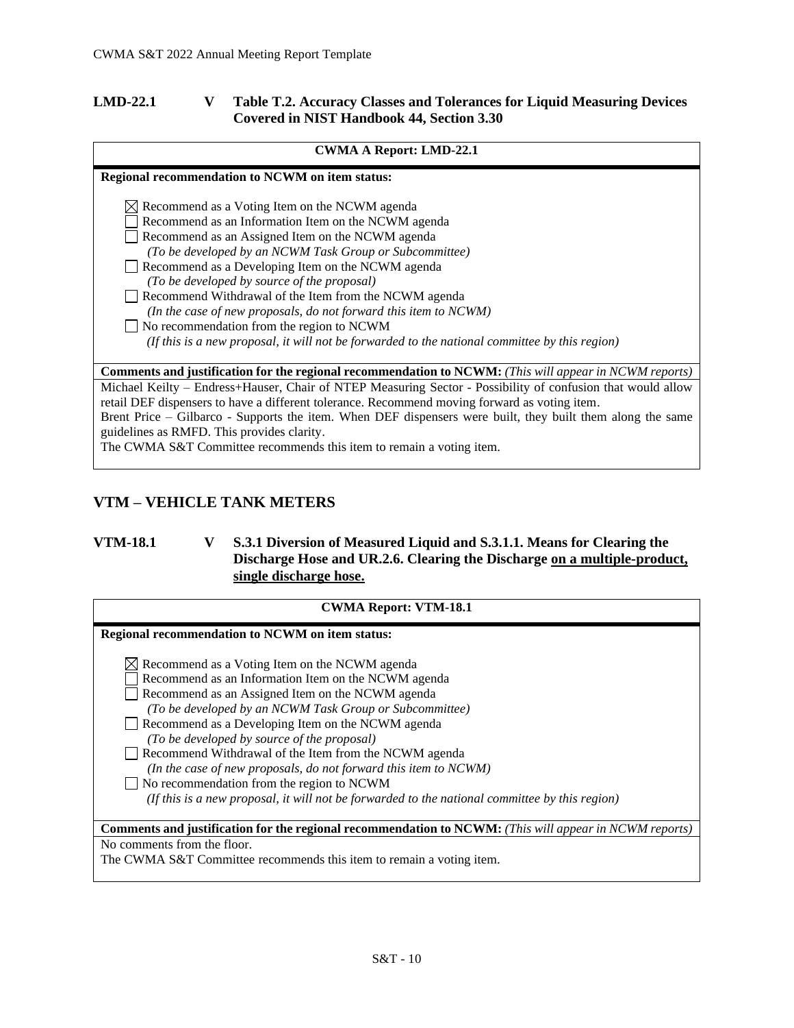## LMD-22.1 V Table T.2. Accuracy Classes and Tolerances for Liquid Measuring Devices Covered in NIST Handbook 44, Section 3.30

| CWMA A Report: LMD-22.1 |
| --- |
| **Regional recommendation to NCWM on item status:** |
| ☒ Recommend as a Voting Item on the NCWM agenda<br>☐ Recommend as an Information Item on the NCWM agenda<br>☐ Recommend as an Assigned Item on the NCWM agenda<br>*(To be developed by an NCWM Task Group or Subcommittee)*<br>☐ Recommend as a Developing Item on the NCWM agenda<br>*(To be developed by source of the proposal)*<br>☐ Recommend Withdrawal of the Item from the NCWM agenda<br>*(In the case of new proposals, do not forward this item to NCWM)*<br>☐ No recommendation from the region to NCWM<br>*(If this is a new proposal, it will not be forwarded to the national committee by this region)* |
| **Comments and justification for the regional recommendation to NCWM:** *(This will appear in NCWM reports)* |
| Michael Keilty – Endress+Hauser, Chair of NTEP Measuring Sector - Possibility of confusion that would allow retail DEF dispensers to have a different tolerance. Recommend moving forward as voting item.<br>Brent Price – Gilbarco - Supports the item. When DEF dispensers were built, they built them along the same guidelines as RMFD. This provides clarity.<br>The CWMA S&T Committee recommends this item to remain a voting item. |

# VTM – VEHICLE TANK METERS

## VTM-18.1 V S.3.1 Diversion of Measured Liquid and S.3.1.1. Means for Clearing the Discharge Hose and UR.2.6. Clearing the Discharge <u>on a multiple-product, single discharge hose.</u>

| CWMA Report: VTM-18.1 |
| --- |
| **Regional recommendation to NCWM on item status:** |
| ☒ Recommend as a Voting Item on the NCWM agenda<br>☐ Recommend as an Information Item on the NCWM agenda<br>☐ Recommend as an Assigned Item on the NCWM agenda<br>*(To be developed by an NCWM Task Group or Subcommittee)*<br>☐ Recommend as a Developing Item on the NCWM agenda<br>*(To be developed by source of the proposal)*<br>☐ Recommend Withdrawal of the Item from the NCWM agenda<br>*(In the case of new proposals, do not forward this item to NCWM)*<br>☐ No recommendation from the region to NCWM<br>*(If this is a new proposal, it will not be forwarded to the national committee by this region)* |
| **Comments and justification for the regional recommendation to NCWM:** *(This will appear in NCWM reports)* |
| No comments from the floor.<br>The CWMA S&T Committee recommends this item to remain a voting item. |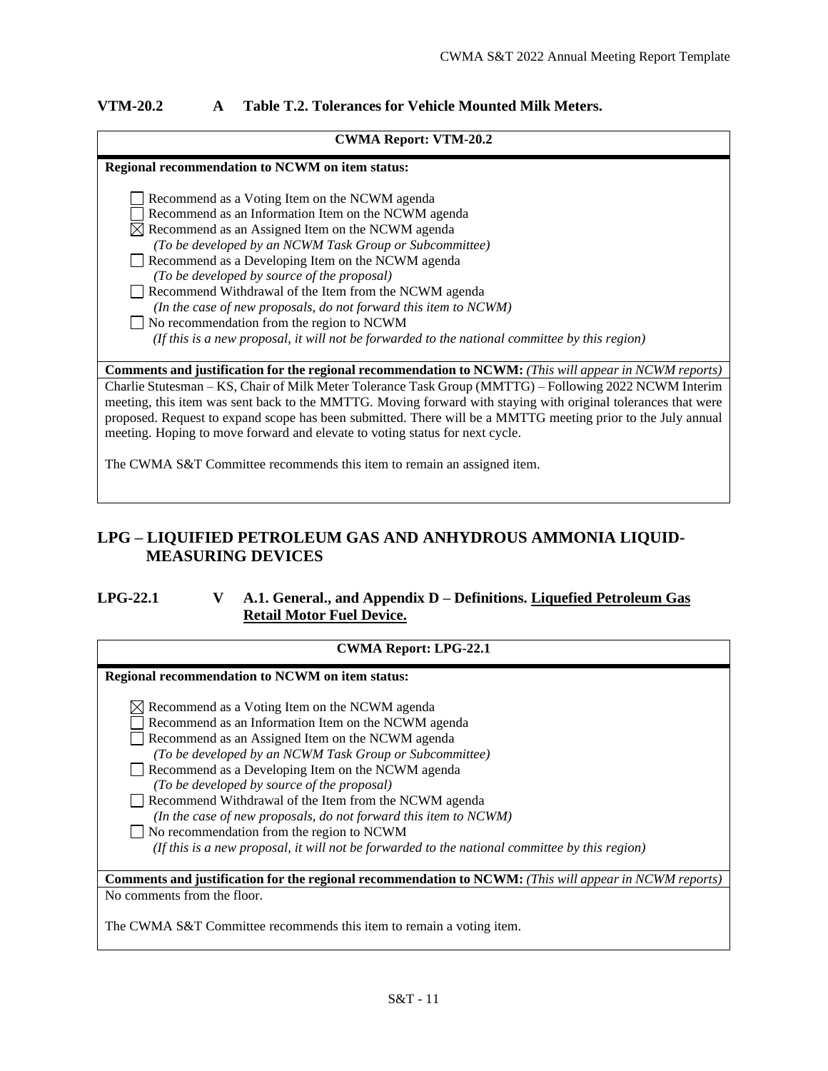### VTM-20.2 A Table T.2. Tolerances for Vehicle Mounted Milk Meters.

| CWMA Report: VTM-20.2 |
|---|
| **Regional recommendation to NCWM on item status:**<br><br>☐ Recommend as a Voting Item on the NCWM agenda<br>☐ Recommend as an Information Item on the NCWM agenda<br>☒ Recommend as an Assigned Item on the NCWM agenda<br>*(To be developed by an NCWM Task Group or Subcommittee)*<br>☐ Recommend as a Developing Item on the NCWM agenda<br>*(To be developed by source of the proposal)*<br>☐ Recommend Withdrawal of the Item from the NCWM agenda<br>*(In the case of new proposals, do not forward this item to NCWM)*<br>☐ No recommendation from the region to NCWM<br>*(If this is a new proposal, it will not be forwarded to the national committee by this region)* |
| **Comments and justification for the regional recommendation to NCWM:** *(This will appear in NCWM reports)* |
| Charlie Stutesman – KS, Chair of Milk Meter Tolerance Task Group (MMTTG) – Following 2022 NCWM Interim meeting, this item was sent back to the MMTTG. Moving forward with staying with original tolerances that were proposed. Request to expand scope has been submitted. There will be a MMTTG meeting prior to the July annual meeting. Hoping to move forward and elevate to voting status for next cycle.<br><br>The CWMA S&T Committee recommends this item to remain an assigned item. |

## LPG – LIQUIFIED PETROLEUM GAS AND ANHYDROUS AMMONIA LIQUID-MEASURING DEVICES

### LPG-22.1 V A.1. General., and Appendix D – Definitions. <u>Liquefied Petroleum Gas Retail Motor Fuel Device.</u>

| CWMA Report: LPG-22.1 |
|---|
| **Regional recommendation to NCWM on item status:**<br><br>☒ Recommend as a Voting Item on the NCWM agenda<br>☐ Recommend as an Information Item on the NCWM agenda<br>☐ Recommend as an Assigned Item on the NCWM agenda<br>*(To be developed by an NCWM Task Group or Subcommittee)*<br>☐ Recommend as a Developing Item on the NCWM agenda<br>*(To be developed by source of the proposal)*<br>☐ Recommend Withdrawal of the Item from the NCWM agenda<br>*(In the case of new proposals, do not forward this item to NCWM)*<br>☐ No recommendation from the region to NCWM<br>*(If this is a new proposal, it will not be forwarded to the national committee by this region)* |
| **Comments and justification for the regional recommendation to NCWM:** *(This will appear in NCWM reports)* |
| No comments from the floor.<br><br>The CWMA S&T Committee recommends this item to remain a voting item. |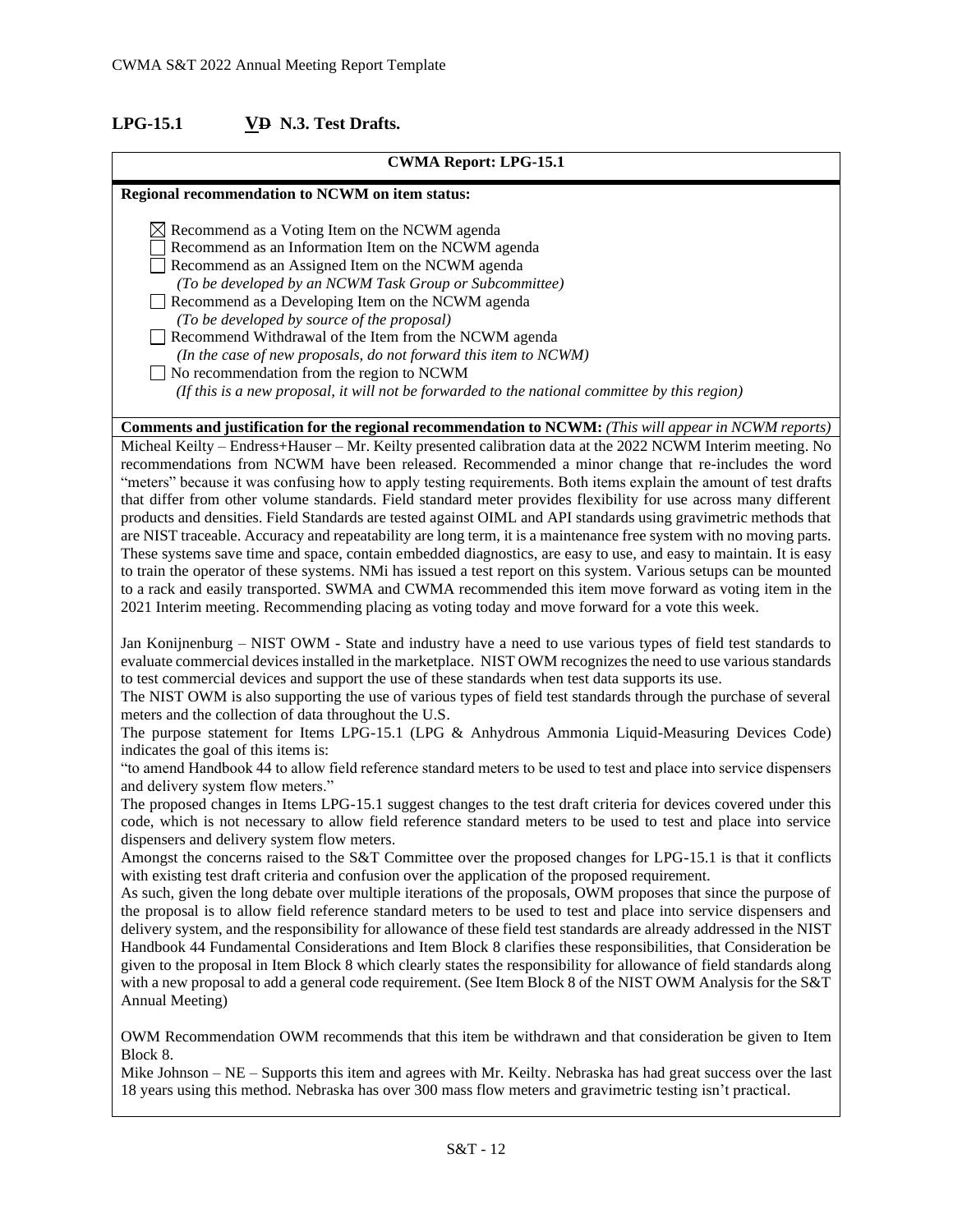## LPG-15.1 V~~D~~ N.3. Test Drafts.

**CWMA Report: LPG-15.1**

**Regional recommendation to NCWM on item status:**

☒ Recommend as a Voting Item on the NCWM agenda
☐ Recommend as an Information Item on the NCWM agenda
☐ Recommend as an Assigned Item on the NCWM agenda
*(To be developed by an NCWM Task Group or Subcommittee)*
☐ Recommend as a Developing Item on the NCWM agenda
*(To be developed by source of the proposal)*
☐ Recommend Withdrawal of the Item from the NCWM agenda
*(In the case of new proposals, do not forward this item to NCWM)*
☐ No recommendation from the region to NCWM
*(If this is a new proposal, it will not be forwarded to the national committee by this region)*

**Comments and justification for the regional recommendation to NCWM:** *(This will appear in NCWM reports)*

Micheal Keilty – Endress+Hauser – Mr. Keilty presented calibration data at the 2022 NCWM Interim meeting. No recommendations from NCWM have been released. Recommended a minor change that re-includes the word "meters" because it was confusing how to apply testing requirements. Both items explain the amount of test drafts that differ from other volume standards. Field standard meter provides flexibility for use across many different products and densities. Field Standards are tested against OIML and API standards using gravimetric methods that are NIST traceable. Accuracy and repeatability are long term, it is a maintenance free system with no moving parts. These systems save time and space, contain embedded diagnostics, are easy to use, and easy to maintain. It is easy to train the operator of these systems. NMi has issued a test report on this system. Various setups can be mounted to a rack and easily transported. SWMA and CWMA recommended this item move forward as voting item in the 2021 Interim meeting. Recommending placing as voting today and move forward for a vote this week.

Jan Konijnenburg – NIST OWM - State and industry have a need to use various types of field test standards to evaluate commercial devices installed in the marketplace. NIST OWM recognizes the need to use various standards to test commercial devices and support the use of these standards when test data supports its use.
The NIST OWM is also supporting the use of various types of field test standards through the purchase of several meters and the collection of data throughout the U.S.
The purpose statement for Items LPG-15.1 (LPG & Anhydrous Ammonia Liquid-Measuring Devices Code) indicates the goal of this items is:
"to amend Handbook 44 to allow field reference standard meters to be used to test and place into service dispensers and delivery system flow meters."
The proposed changes in Items LPG-15.1 suggest changes to the test draft criteria for devices covered under this code, which is not necessary to allow field reference standard meters to be used to test and place into service dispensers and delivery system flow meters.
Amongst the concerns raised to the S&T Committee over the proposed changes for LPG-15.1 is that it conflicts with existing test draft criteria and confusion over the application of the proposed requirement.
As such, given the long debate over multiple iterations of the proposals, OWM proposes that since the purpose of the proposal is to allow field reference standard meters to be used to test and place into service dispensers and delivery system, and the responsibility for allowance of these field test standards are already addressed in the NIST Handbook 44 Fundamental Considerations and Item Block 8 clarifies these responsibilities, that Consideration be given to the proposal in Item Block 8 which clearly states the responsibility for allowance of field standards along with a new proposal to add a general code requirement. (See Item Block 8 of the NIST OWM Analysis for the S&T Annual Meeting)

OWM Recommendation OWM recommends that this item be withdrawn and that consideration be given to Item Block 8.
Mike Johnson – NE – Supports this item and agrees with Mr. Keilty. Nebraska has had great success over the last 18 years using this method. Nebraska has over 300 mass flow meters and gravimetric testing isn't practical.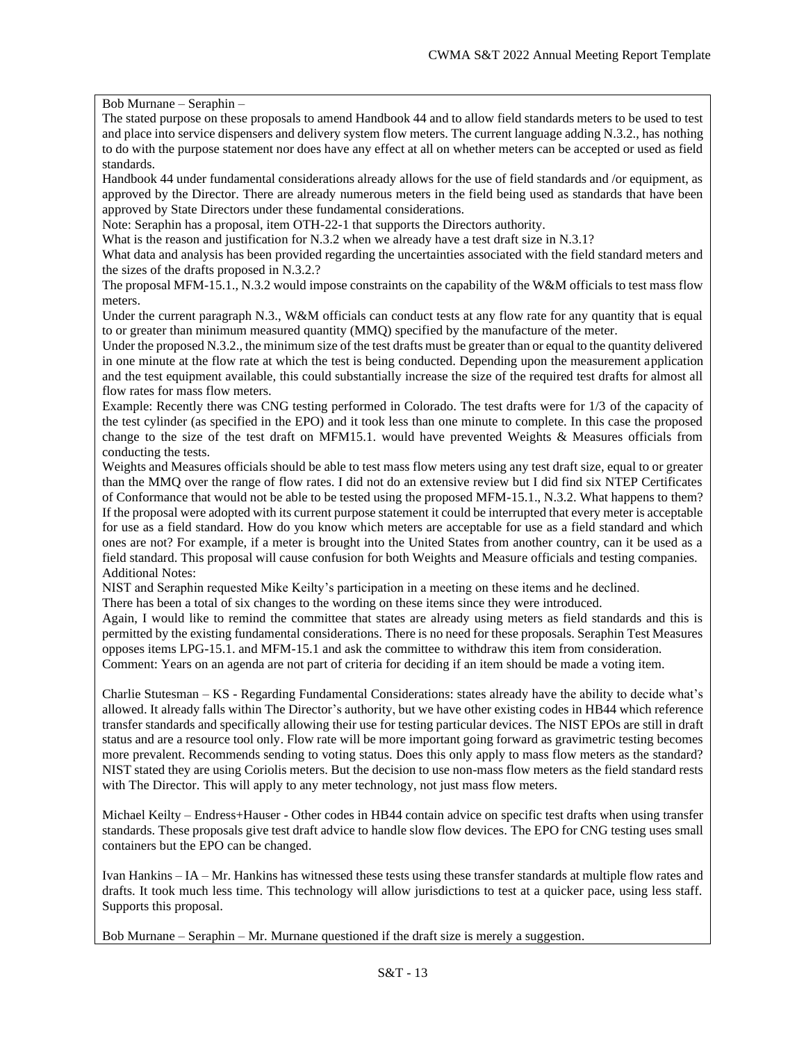Bob Murnane – Seraphin –

The stated purpose on these proposals to amend Handbook 44 and to allow field standards meters to be used to test and place into service dispensers and delivery system flow meters. The current language adding N.3.2., has nothing to do with the purpose statement nor does have any effect at all on whether meters can be accepted or used as field standards.

Handbook 44 under fundamental considerations already allows for the use of field standards and /or equipment, as approved by the Director. There are already numerous meters in the field being used as standards that have been approved by State Directors under these fundamental considerations.

Note: Seraphin has a proposal, item OTH-22-1 that supports the Directors authority.

What is the reason and justification for N.3.2 when we already have a test draft size in N.3.1?

What data and analysis has been provided regarding the uncertainties associated with the field standard meters and the sizes of the drafts proposed in N.3.2.?

The proposal MFM-15.1., N.3.2 would impose constraints on the capability of the W&M officials to test mass flow meters.

Under the current paragraph N.3., W&M officials can conduct tests at any flow rate for any quantity that is equal to or greater than minimum measured quantity (MMQ) specified by the manufacture of the meter.

Under the proposed N.3.2., the minimum size of the test drafts must be greater than or equal to the quantity delivered in one minute at the flow rate at which the test is being conducted. Depending upon the measurement application and the test equipment available, this could substantially increase the size of the required test drafts for almost all flow rates for mass flow meters.

Example: Recently there was CNG testing performed in Colorado. The test drafts were for 1/3 of the capacity of the test cylinder (as specified in the EPO) and it took less than one minute to complete. In this case the proposed change to the size of the test draft on MFM15.1. would have prevented Weights & Measures officials from conducting the tests.

Weights and Measures officials should be able to test mass flow meters using any test draft size, equal to or greater than the MMQ over the range of flow rates. I did not do an extensive review but I did find six NTEP Certificates of Conformance that would not be able to be tested using the proposed MFM-15.1., N.3.2. What happens to them? If the proposal were adopted with its current purpose statement it could be interrupted that every meter is acceptable for use as a field standard. How do you know which meters are acceptable for use as a field standard and which ones are not? For example, if a meter is brought into the United States from another country, can it be used as a field standard. This proposal will cause confusion for both Weights and Measure officials and testing companies.

Additional Notes:

NIST and Seraphin requested Mike Keilty's participation in a meeting on these items and he declined.

There has been a total of six changes to the wording on these items since they were introduced.

Again, I would like to remind the committee that states are already using meters as field standards and this is permitted by the existing fundamental considerations. There is no need for these proposals. Seraphin Test Measures opposes items LPG-15.1. and MFM-15.1 and ask the committee to withdraw this item from consideration.

Comment: Years on an agenda are not part of criteria for deciding if an item should be made a voting item.

Charlie Stutesman – KS - Regarding Fundamental Considerations: states already have the ability to decide what's allowed. It already falls within The Director's authority, but we have other existing codes in HB44 which reference transfer standards and specifically allowing their use for testing particular devices. The NIST EPOs are still in draft status and are a resource tool only. Flow rate will be more important going forward as gravimetric testing becomes more prevalent. Recommends sending to voting status. Does this only apply to mass flow meters as the standard? NIST stated they are using Coriolis meters. But the decision to use non-mass flow meters as the field standard rests with The Director. This will apply to any meter technology, not just mass flow meters.

Michael Keilty – Endress+Hauser - Other codes in HB44 contain advice on specific test drafts when using transfer standards. These proposals give test draft advice to handle slow flow devices. The EPO for CNG testing uses small containers but the EPO can be changed.

Ivan Hankins – IA – Mr. Hankins has witnessed these tests using these transfer standards at multiple flow rates and drafts. It took much less time. This technology will allow jurisdictions to test at a quicker pace, using less staff. Supports this proposal.

Bob Murnane – Seraphin – Mr. Murnane questioned if the draft size is merely a suggestion.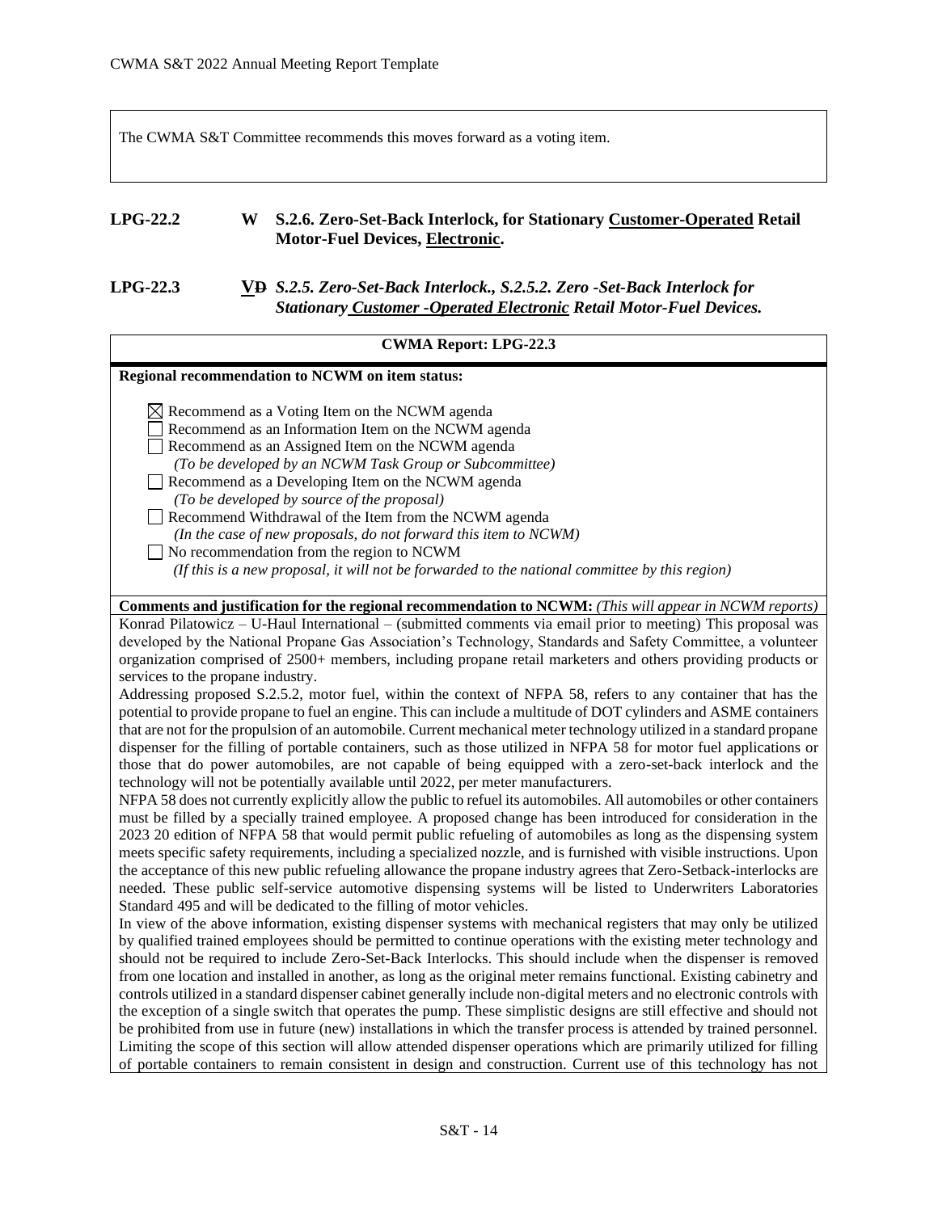The CWMA S&T Committee recommends this moves forward as a voting item.

**LPG-22.2 W S.2.6. Zero-Set-Back Interlock, for Stationary <u>Customer-Operated</u> Retail Motor-Fuel Devices, <u>Electronic</u>.**

**LPG-22.3 <u>V</u>~~D~~ *S.2.5. Zero-Set-Back Interlock., S.2.5.2. Zero -Set-Back Interlock for Stationary <u>Customer -Operated Electronic</u> Retail Motor-Fuel Devices.***

**CWMA Report: LPG-22.3**

**Regional recommendation to NCWM on item status:**

- ☒ Recommend as a Voting Item on the NCWM agenda
- ☐ Recommend as an Information Item on the NCWM agenda
- ☐ Recommend as an Assigned Item on the NCWM agenda
  *(To be developed by an NCWM Task Group or Subcommittee)*
- ☐ Recommend as a Developing Item on the NCWM agenda
  *(To be developed by source of the proposal)*
- ☐ Recommend Withdrawal of the Item from the NCWM agenda
  *(In the case of new proposals, do not forward this item to NCWM)*
- ☐ No recommendation from the region to NCWM
  *(If this is a new proposal, it will not be forwarded to the national committee by this region)*

**Comments and justification for the regional recommendation to NCWM:** *(This will appear in NCWM reports)*

Konrad Pilatowicz – U-Haul International – (submitted comments via email prior to meeting) This proposal was developed by the National Propane Gas Association's Technology, Standards and Safety Committee, a volunteer organization comprised of 2500+ members, including propane retail marketers and others providing products or services to the propane industry.

Addressing proposed S.2.5.2, motor fuel, within the context of NFPA 58, refers to any container that has the potential to provide propane to fuel an engine. This can include a multitude of DOT cylinders and ASME containers that are not for the propulsion of an automobile. Current mechanical meter technology utilized in a standard propane dispenser for the filling of portable containers, such as those utilized in NFPA 58 for motor fuel applications or those that do power automobiles, are not capable of being equipped with a zero-set-back interlock and the technology will not be potentially available until 2022, per meter manufacturers.

NFPA 58 does not currently explicitly allow the public to refuel its automobiles. All automobiles or other containers must be filled by a specially trained employee. A proposed change has been introduced for consideration in the 2023 20 edition of NFPA 58 that would permit public refueling of automobiles as long as the dispensing system meets specific safety requirements, including a specialized nozzle, and is furnished with visible instructions. Upon the acceptance of this new public refueling allowance the propane industry agrees that Zero-Setback-interlocks are needed. These public self-service automotive dispensing systems will be listed to Underwriters Laboratories Standard 495 and will be dedicated to the filling of motor vehicles.

In view of the above information, existing dispenser systems with mechanical registers that may only be utilized by qualified trained employees should be permitted to continue operations with the existing meter technology and should not be required to include Zero-Set-Back Interlocks. This should include when the dispenser is removed from one location and installed in another, as long as the original meter remains functional. Existing cabinetry and controls utilized in a standard dispenser cabinet generally include non-digital meters and no electronic controls with the exception of a single switch that operates the pump. These simplistic designs are still effective and should not be prohibited from use in future (new) installations in which the transfer process is attended by trained personnel. Limiting the scope of this section will allow attended dispenser operations which are primarily utilized for filling of portable containers to remain consistent in design and construction. Current use of this technology has not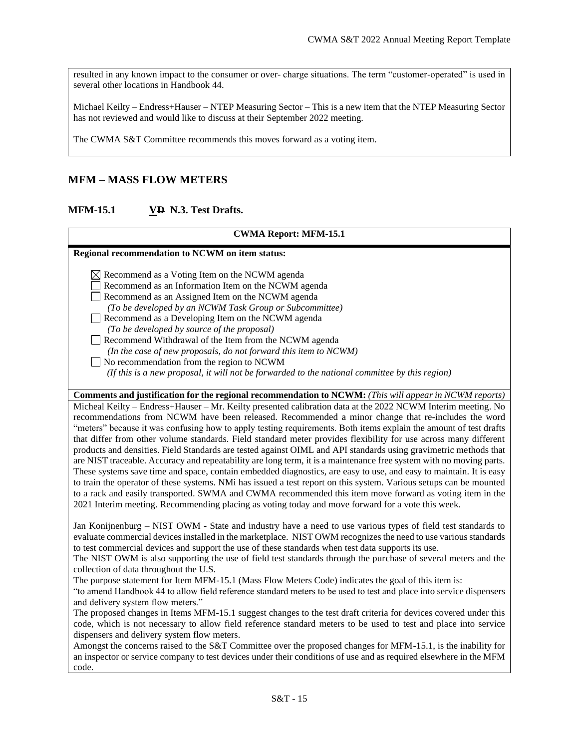resulted in any known impact to the consumer or over- charge situations. The term "customer-operated" is used in several other locations in Handbook 44.

Michael Keilty – Endress+Hauser – NTEP Measuring Sector – This is a new item that the NTEP Measuring Sector has not reviewed and would like to discuss at their September 2022 meeting.

The CWMA S&T Committee recommends this moves forward as a voting item.

## MFM – MASS FLOW METERS

### MFM-15.1 V~~D~~ N.3. Test Drafts.

**CWMA Report: MFM-15.1**

**Regional recommendation to NCWM on item status:**

- ☒ Recommend as a Voting Item on the NCWM agenda
- ☐ Recommend as an Information Item on the NCWM agenda
- ☐ Recommend as an Assigned Item on the NCWM agenda
  *(To be developed by an NCWM Task Group or Subcommittee)*
- ☐ Recommend as a Developing Item on the NCWM agenda
  *(To be developed by source of the proposal)*
- ☐ Recommend Withdrawal of the Item from the NCWM agenda
  *(In the case of new proposals, do not forward this item to NCWM)*
- ☐ No recommendation from the region to NCWM
  *(If this is a new proposal, it will not be forwarded to the national committee by this region)*

**Comments and justification for the regional recommendation to NCWM:** *(This will appear in NCWM reports)*

Micheal Keilty – Endress+Hauser – Mr. Keilty presented calibration data at the 2022 NCWM Interim meeting. No recommendations from NCWM have been released. Recommended a minor change that re-includes the word "meters" because it was confusing how to apply testing requirements. Both items explain the amount of test drafts that differ from other volume standards. Field standard meter provides flexibility for use across many different products and densities. Field Standards are tested against OIML and API standards using gravimetric methods that are NIST traceable. Accuracy and repeatability are long term, it is a maintenance free system with no moving parts. These systems save time and space, contain embedded diagnostics, are easy to use, and easy to maintain. It is easy to train the operator of these systems. NMi has issued a test report on this system. Various setups can be mounted to a rack and easily transported. SWMA and CWMA recommended this item move forward as voting item in the 2021 Interim meeting. Recommending placing as voting today and move forward for a vote this week.

Jan Konijnenburg – NIST OWM - State and industry have a need to use various types of field test standards to evaluate commercial devices installed in the marketplace. NIST OWM recognizes the need to use various standards to test commercial devices and support the use of these standards when test data supports its use.

The NIST OWM is also supporting the use of field test standards through the purchase of several meters and the collection of data throughout the U.S.

The purpose statement for Item MFM-15.1 (Mass Flow Meters Code) indicates the goal of this item is:

"to amend Handbook 44 to allow field reference standard meters to be used to test and place into service dispensers and delivery system flow meters."

The proposed changes in Items MFM-15.1 suggest changes to the test draft criteria for devices covered under this code, which is not necessary to allow field reference standard meters to be used to test and place into service dispensers and delivery system flow meters.

Amongst the concerns raised to the S&T Committee over the proposed changes for MFM-15.1, is the inability for an inspector or service company to test devices under their conditions of use and as required elsewhere in the MFM code.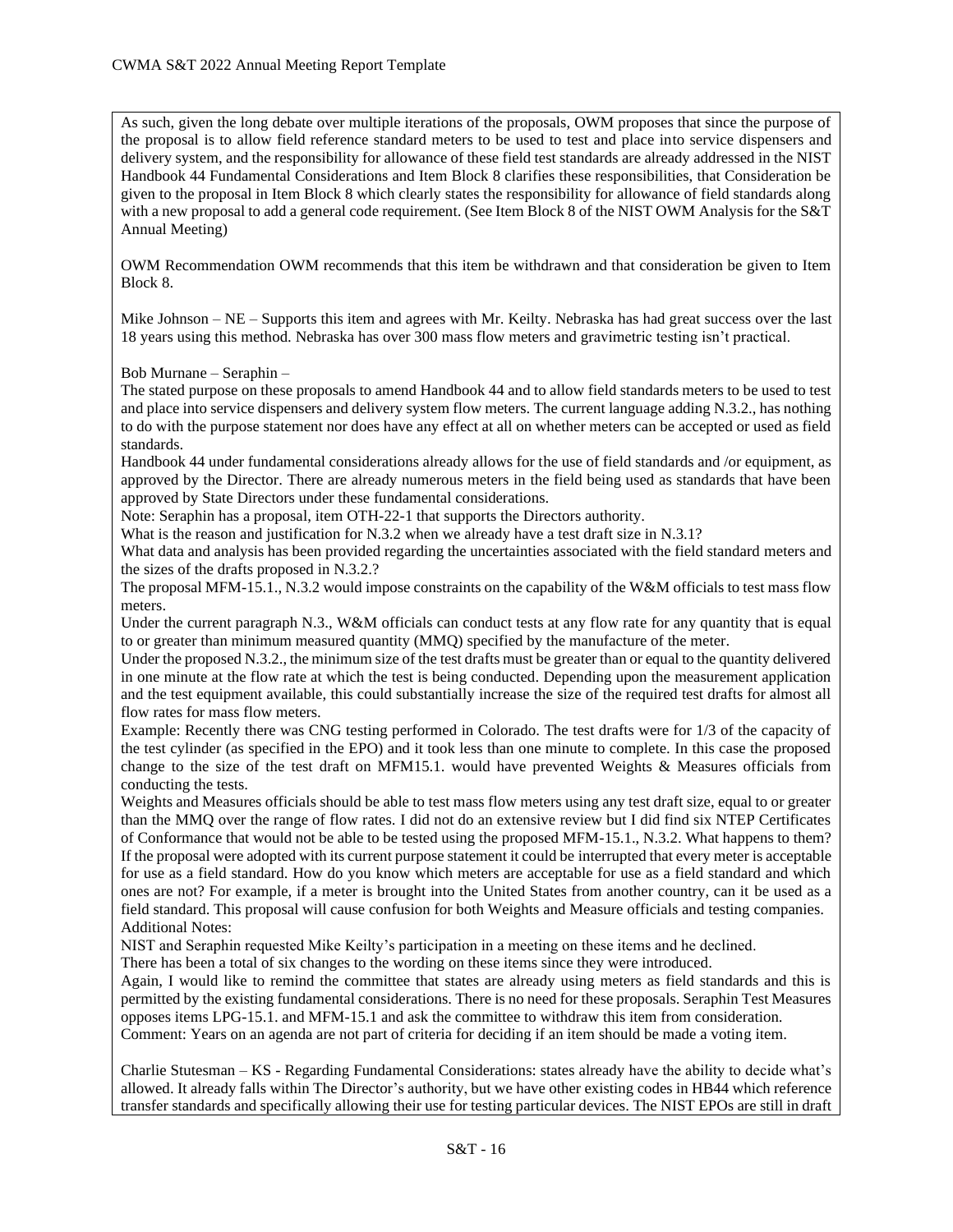As such, given the long debate over multiple iterations of the proposals, OWM proposes that since the purpose of the proposal is to allow field reference standard meters to be used to test and place into service dispensers and delivery system, and the responsibility for allowance of these field test standards are already addressed in the NIST Handbook 44 Fundamental Considerations and Item Block 8 clarifies these responsibilities, that Consideration be given to the proposal in Item Block 8 which clearly states the responsibility for allowance of field standards along with a new proposal to add a general code requirement. (See Item Block 8 of the NIST OWM Analysis for the S&T Annual Meeting)

OWM Recommendation OWM recommends that this item be withdrawn and that consideration be given to Item Block 8.

Mike Johnson – NE – Supports this item and agrees with Mr. Keilty. Nebraska has had great success over the last 18 years using this method. Nebraska has over 300 mass flow meters and gravimetric testing isn't practical.

Bob Murnane – Seraphin –

The stated purpose on these proposals to amend Handbook 44 and to allow field standards meters to be used to test and place into service dispensers and delivery system flow meters. The current language adding N.3.2., has nothing to do with the purpose statement nor does have any effect at all on whether meters can be accepted or used as field standards.

Handbook 44 under fundamental considerations already allows for the use of field standards and /or equipment, as approved by the Director. There are already numerous meters in the field being used as standards that have been approved by State Directors under these fundamental considerations.

Note: Seraphin has a proposal, item OTH-22-1 that supports the Directors authority.

What is the reason and justification for N.3.2 when we already have a test draft size in N.3.1?

What data and analysis has been provided regarding the uncertainties associated with the field standard meters and the sizes of the drafts proposed in N.3.2.?

The proposal MFM-15.1., N.3.2 would impose constraints on the capability of the W&M officials to test mass flow meters.

Under the current paragraph N.3., W&M officials can conduct tests at any flow rate for any quantity that is equal to or greater than minimum measured quantity (MMQ) specified by the manufacture of the meter.

Under the proposed N.3.2., the minimum size of the test drafts must be greater than or equal to the quantity delivered in one minute at the flow rate at which the test is being conducted. Depending upon the measurement application and the test equipment available, this could substantially increase the size of the required test drafts for almost all flow rates for mass flow meters.

Example: Recently there was CNG testing performed in Colorado. The test drafts were for 1/3 of the capacity of the test cylinder (as specified in the EPO) and it took less than one minute to complete. In this case the proposed change to the size of the test draft on MFM15.1. would have prevented Weights & Measures officials from conducting the tests.

Weights and Measures officials should be able to test mass flow meters using any test draft size, equal to or greater than the MMQ over the range of flow rates. I did not do an extensive review but I did find six NTEP Certificates of Conformance that would not be able to be tested using the proposed MFM-15.1., N.3.2. What happens to them? If the proposal were adopted with its current purpose statement it could be interrupted that every meter is acceptable for use as a field standard. How do you know which meters are acceptable for use as a field standard and which ones are not? For example, if a meter is brought into the United States from another country, can it be used as a field standard. This proposal will cause confusion for both Weights and Measure officials and testing companies.

Additional Notes:

NIST and Seraphin requested Mike Keilty's participation in a meeting on these items and he declined.

There has been a total of six changes to the wording on these items since they were introduced.

Again, I would like to remind the committee that states are already using meters as field standards and this is permitted by the existing fundamental considerations. There is no need for these proposals. Seraphin Test Measures opposes items LPG-15.1. and MFM-15.1 and ask the committee to withdraw this item from consideration.

Comment: Years on an agenda are not part of criteria for deciding if an item should be made a voting item.

Charlie Stutesman – KS - Regarding Fundamental Considerations: states already have the ability to decide what's allowed. It already falls within The Director's authority, but we have other existing codes in HB44 which reference transfer standards and specifically allowing their use for testing particular devices. The NIST EPOs are still in draft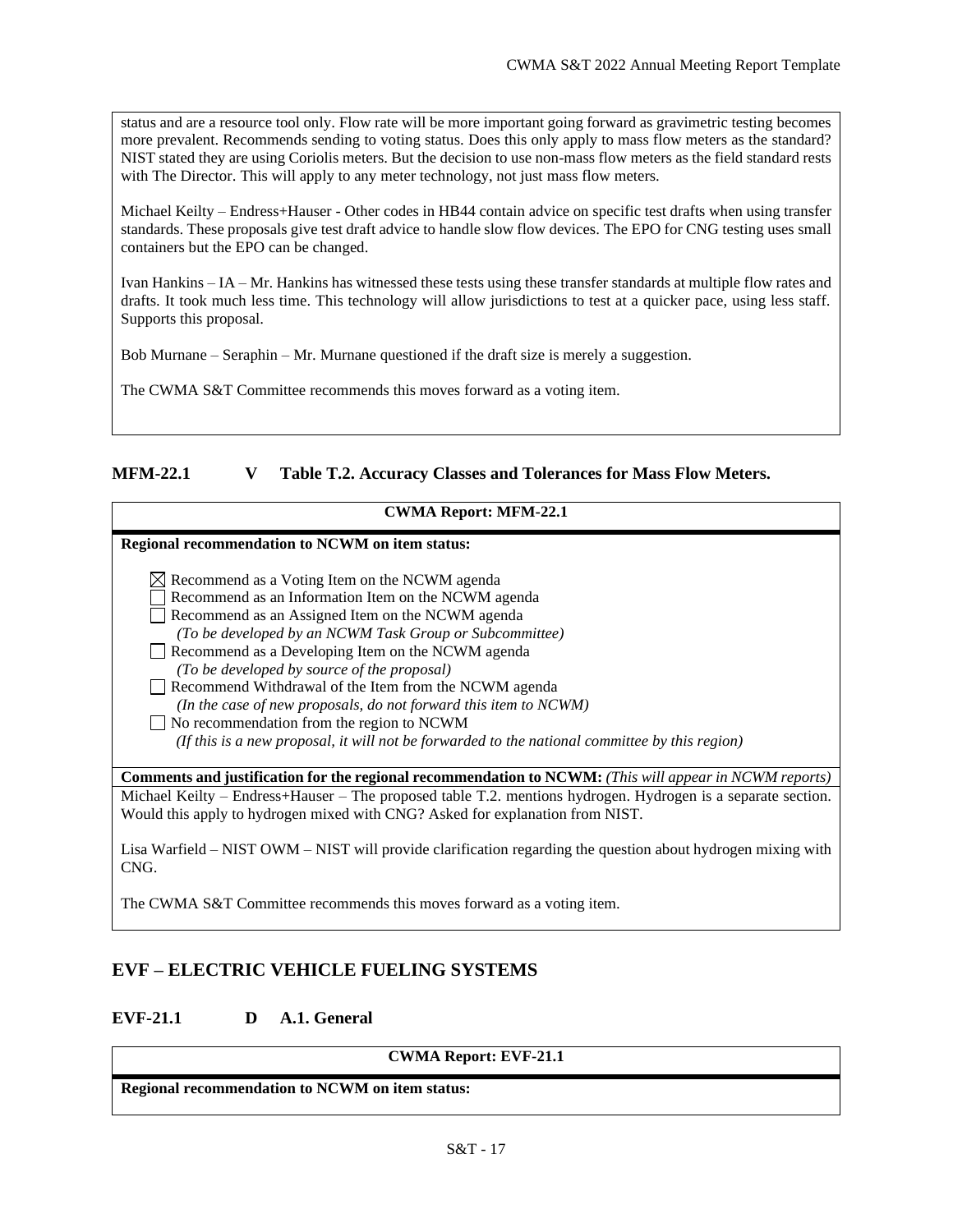status and are a resource tool only. Flow rate will be more important going forward as gravimetric testing becomes more prevalent. Recommends sending to voting status. Does this only apply to mass flow meters as the standard? NIST stated they are using Coriolis meters. But the decision to use non-mass flow meters as the field standard rests with The Director. This will apply to any meter technology, not just mass flow meters.

Michael Keilty – Endress+Hauser - Other codes in HB44 contain advice on specific test drafts when using transfer standards. These proposals give test draft advice to handle slow flow devices. The EPO for CNG testing uses small containers but the EPO can be changed.

Ivan Hankins – IA – Mr. Hankins has witnessed these tests using these transfer standards at multiple flow rates and drafts. It took much less time. This technology will allow jurisdictions to test at a quicker pace, using less staff. Supports this proposal.

Bob Murnane – Seraphin – Mr. Murnane questioned if the draft size is merely a suggestion.

The CWMA S&T Committee recommends this moves forward as a voting item.

### MFM-22.1 V Table T.2. Accuracy Classes and Tolerances for Mass Flow Meters.

**CWMA Report: MFM-22.1**

**Regional recommendation to NCWM on item status:**

- ☒ Recommend as a Voting Item on the NCWM agenda
- ☐ Recommend as an Information Item on the NCWM agenda
- ☐ Recommend as an Assigned Item on the NCWM agenda
  *(To be developed by an NCWM Task Group or Subcommittee)*
- ☐ Recommend as a Developing Item on the NCWM agenda
  *(To be developed by source of the proposal)*
- ☐ Recommend Withdrawal of the Item from the NCWM agenda
  *(In the case of new proposals, do not forward this item to NCWM)*
- ☐ No recommendation from the region to NCWM
  *(If this is a new proposal, it will not be forwarded to the national committee by this region)*

**Comments and justification for the regional recommendation to NCWM:** *(This will appear in NCWM reports)*

Michael Keilty – Endress+Hauser – The proposed table T.2. mentions hydrogen. Hydrogen is a separate section. Would this apply to hydrogen mixed with CNG? Asked for explanation from NIST.

Lisa Warfield – NIST OWM – NIST will provide clarification regarding the question about hydrogen mixing with CNG.

The CWMA S&T Committee recommends this moves forward as a voting item.

## EVF – ELECTRIC VEHICLE FUELING SYSTEMS

### EVF-21.1 D A.1. General

**CWMA Report: EVF-21.1**

**Regional recommendation to NCWM on item status:**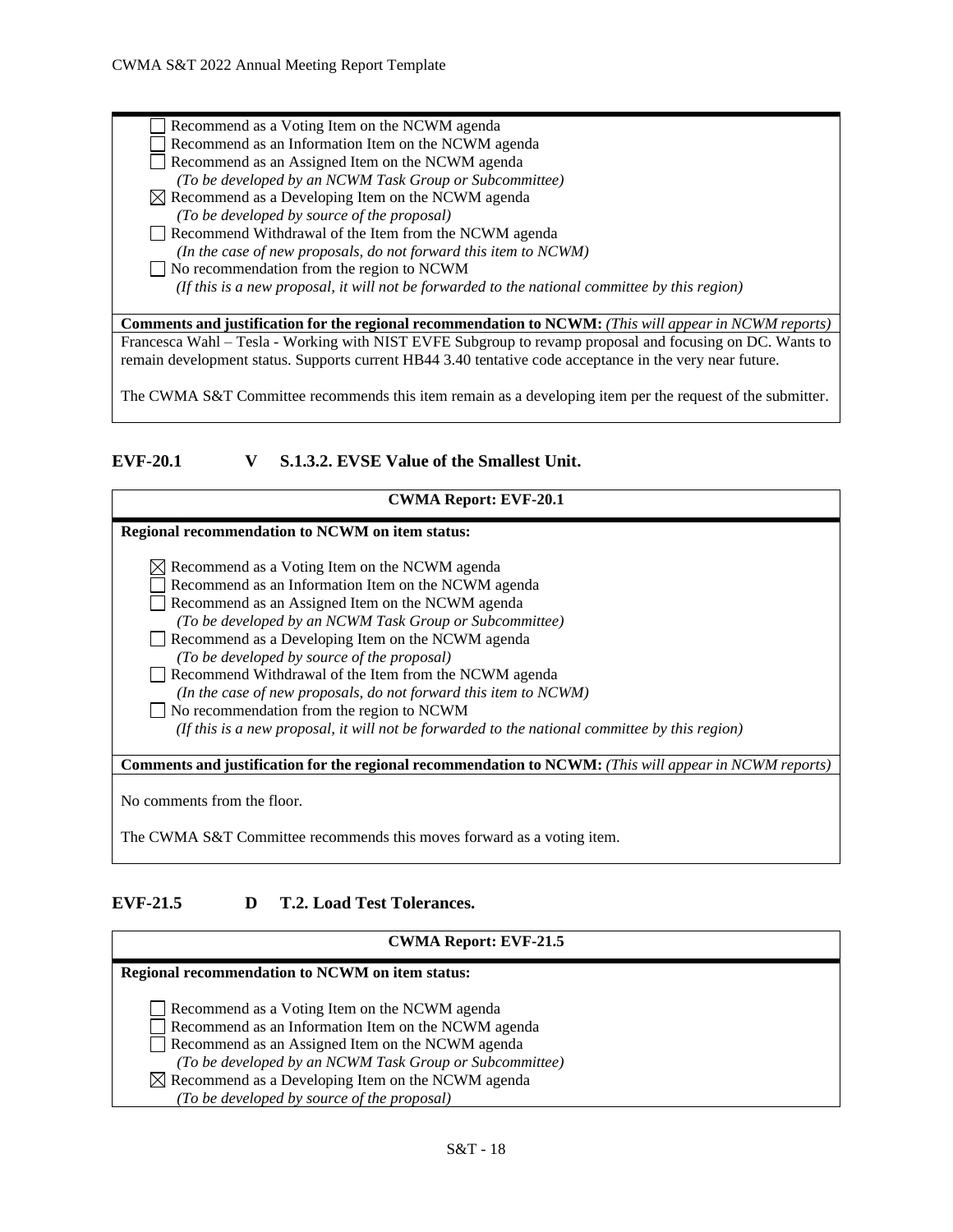☐ Recommend as a Voting Item on the NCWM agenda
☐ Recommend as an Information Item on the NCWM agenda
☐ Recommend as an Assigned Item on the NCWM agenda
*(To be developed by an NCWM Task Group or Subcommittee)*
☒ Recommend as a Developing Item on the NCWM agenda
*(To be developed by source of the proposal)*
☐ Recommend Withdrawal of the Item from the NCWM agenda
*(In the case of new proposals, do not forward this item to NCWM)*
☐ No recommendation from the region to NCWM
*(If this is a new proposal, it will not be forwarded to the national committee by this region)*

**Comments and justification for the regional recommendation to NCWM:** *(This will appear in NCWM reports)*

Francesca Wahl – Tesla - Working with NIST EVFE Subgroup to revamp proposal and focusing on DC. Wants to remain development status. Supports current HB44 3.40 tentative code acceptance in the very near future.

The CWMA S&T Committee recommends this item remain as a developing item per the request of the submitter.

### EVF-20.1 V S.1.3.2. EVSE Value of the Smallest Unit.

**CWMA Report: EVF-20.1**

**Regional recommendation to NCWM on item status:**

☒ Recommend as a Voting Item on the NCWM agenda
☐ Recommend as an Information Item on the NCWM agenda
☐ Recommend as an Assigned Item on the NCWM agenda
*(To be developed by an NCWM Task Group or Subcommittee)*
☐ Recommend as a Developing Item on the NCWM agenda
*(To be developed by source of the proposal)*
☐ Recommend Withdrawal of the Item from the NCWM agenda
*(In the case of new proposals, do not forward this item to NCWM)*
☐ No recommendation from the region to NCWM
*(If this is a new proposal, it will not be forwarded to the national committee by this region)*

**Comments and justification for the regional recommendation to NCWM:** *(This will appear in NCWM reports)*

No comments from the floor.

The CWMA S&T Committee recommends this moves forward as a voting item.

### EVF-21.5 D T.2. Load Test Tolerances.

**CWMA Report: EVF-21.5**

**Regional recommendation to NCWM on item status:**

☐ Recommend as a Voting Item on the NCWM agenda
☐ Recommend as an Information Item on the NCWM agenda
☐ Recommend as an Assigned Item on the NCWM agenda
*(To be developed by an NCWM Task Group or Subcommittee)*
☒ Recommend as a Developing Item on the NCWM agenda
*(To be developed by source of the proposal)*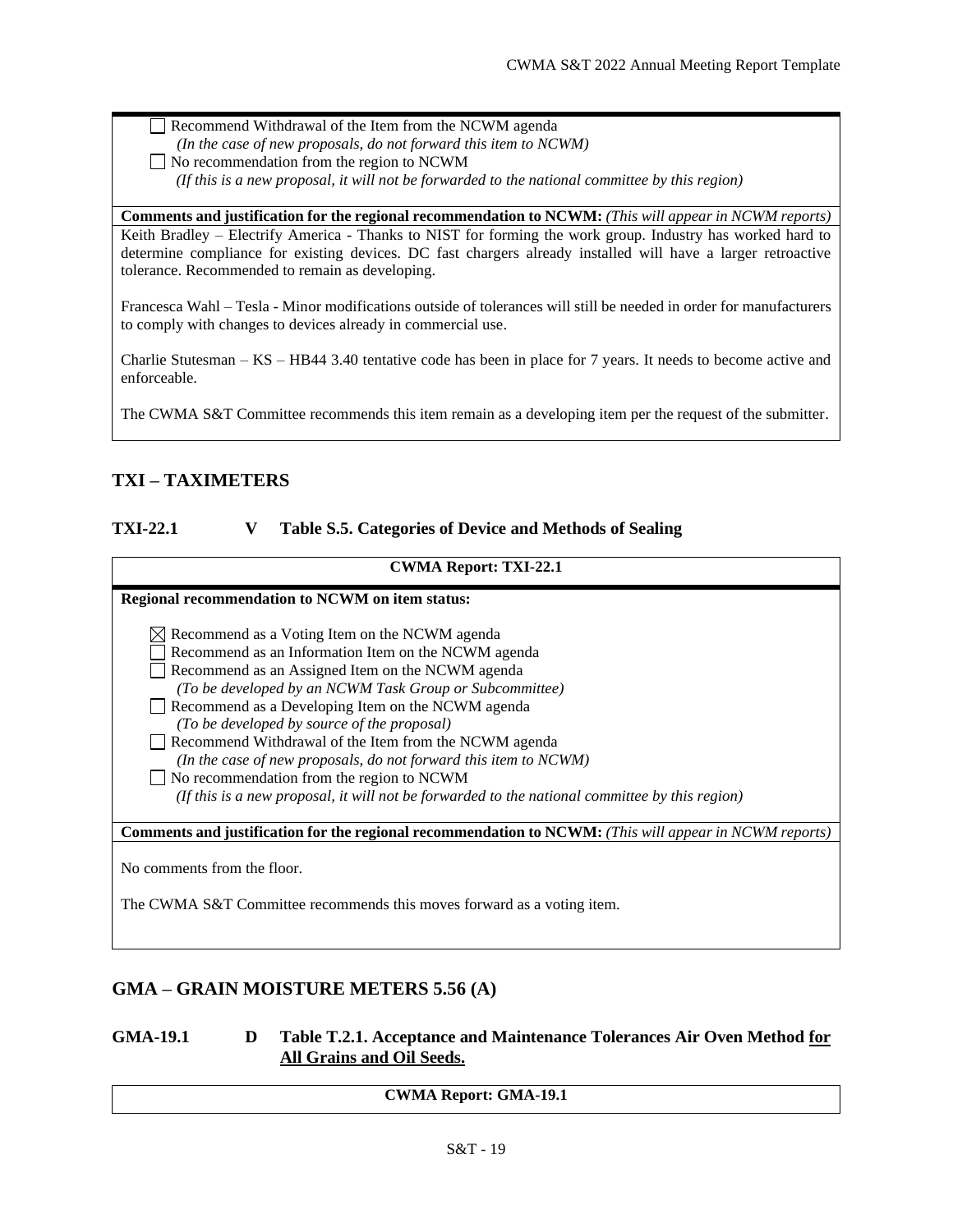☐ Recommend Withdrawal of the Item from the NCWM agenda
*(In the case of new proposals, do not forward this item to NCWM)*
☐ No recommendation from the region to NCWM
*(If this is a new proposal, it will not be forwarded to the national committee by this region)*

**Comments and justification for the regional recommendation to NCWM:** *(This will appear in NCWM reports)*

Keith Bradley – Electrify America - Thanks to NIST for forming the work group. Industry has worked hard to determine compliance for existing devices. DC fast chargers already installed will have a larger retroactive tolerance. Recommended to remain as developing.

Francesca Wahl – Tesla - Minor modifications outside of tolerances will still be needed in order for manufacturers to comply with changes to devices already in commercial use.

Charlie Stutesman – KS – HB44 3.40 tentative code has been in place for 7 years. It needs to become active and enforceable.

The CWMA S&T Committee recommends this item remain as a developing item per the request of the submitter.

## TXI – TAXIMETERS

### TXI-22.1 V Table S.5. Categories of Device and Methods of Sealing

**CWMA Report: TXI-22.1**

**Regional recommendation to NCWM on item status:**

☒ Recommend as a Voting Item on the NCWM agenda
☐ Recommend as an Information Item on the NCWM agenda
☐ Recommend as an Assigned Item on the NCWM agenda
*(To be developed by an NCWM Task Group or Subcommittee)*
☐ Recommend as a Developing Item on the NCWM agenda
*(To be developed by source of the proposal)*
☐ Recommend Withdrawal of the Item from the NCWM agenda
*(In the case of new proposals, do not forward this item to NCWM)*
☐ No recommendation from the region to NCWM
*(If this is a new proposal, it will not be forwarded to the national committee by this region)*

**Comments and justification for the regional recommendation to NCWM:** *(This will appear in NCWM reports)*

No comments from the floor.

The CWMA S&T Committee recommends this moves forward as a voting item.

## GMA – GRAIN MOISTURE METERS 5.56 (A)

### GMA-19.1 D Table T.2.1. Acceptance and Maintenance Tolerances Air Oven Method <u>for All Grains and Oil Seeds.</u>

**CWMA Report: GMA-19.1**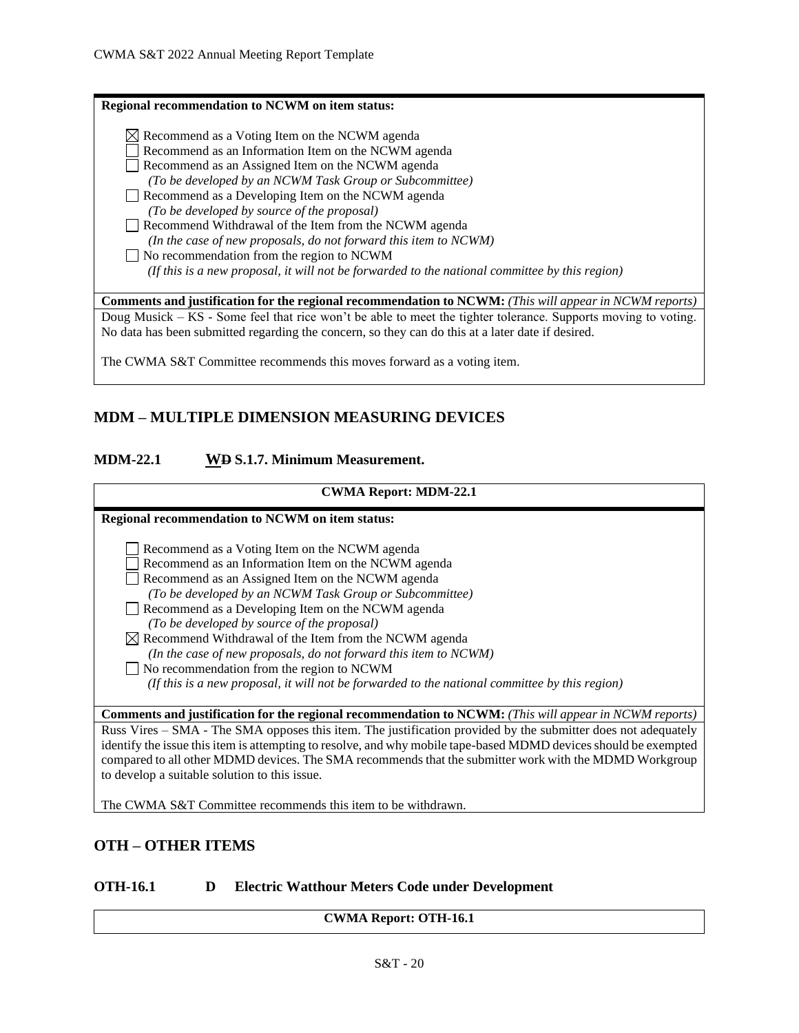**Regional recommendation to NCWM on item status:**

☒ Recommend as a Voting Item on the NCWM agenda
☐ Recommend as an Information Item on the NCWM agenda
☐ Recommend as an Assigned Item on the NCWM agenda
*(To be developed by an NCWM Task Group or Subcommittee)*
☐ Recommend as a Developing Item on the NCWM agenda
*(To be developed by source of the proposal)*
☐ Recommend Withdrawal of the Item from the NCWM agenda
*(In the case of new proposals, do not forward this item to NCWM)*
☐ No recommendation from the region to NCWM
*(If this is a new proposal, it will not be forwarded to the national committee by this region)*

**Comments and justification for the regional recommendation to NCWM:** *(This will appear in NCWM reports)*

Doug Musick – KS - Some feel that rice won't be able to meet the tighter tolerance. Supports moving to voting. No data has been submitted regarding the concern, so they can do this at a later date if desired.

The CWMA S&T Committee recommends this moves forward as a voting item.

## MDM – MULTIPLE DIMENSION MEASURING DEVICES

### MDM-22.1 W~~D~~ S.1.7. Minimum Measurement.

**CWMA Report: MDM-22.1**

**Regional recommendation to NCWM on item status:**

☐ Recommend as a Voting Item on the NCWM agenda
☐ Recommend as an Information Item on the NCWM agenda
☐ Recommend as an Assigned Item on the NCWM agenda
*(To be developed by an NCWM Task Group or Subcommittee)*
☐ Recommend as a Developing Item on the NCWM agenda
*(To be developed by source of the proposal)*
☒ Recommend Withdrawal of the Item from the NCWM agenda
*(In the case of new proposals, do not forward this item to NCWM)*
☐ No recommendation from the region to NCWM
*(If this is a new proposal, it will not be forwarded to the national committee by this region)*

**Comments and justification for the regional recommendation to NCWM:** *(This will appear in NCWM reports)*

Russ Vires – SMA - The SMA opposes this item. The justification provided by the submitter does not adequately identify the issue this item is attempting to resolve, and why mobile tape-based MDMD devices should be exempted compared to all other MDMD devices. The SMA recommends that the submitter work with the MDMD Workgroup to develop a suitable solution to this issue.

The CWMA S&T Committee recommends this item to be withdrawn.

## OTH – OTHER ITEMS

### OTH-16.1 D Electric Watthour Meters Code under Development

**CWMA Report: OTH-16.1**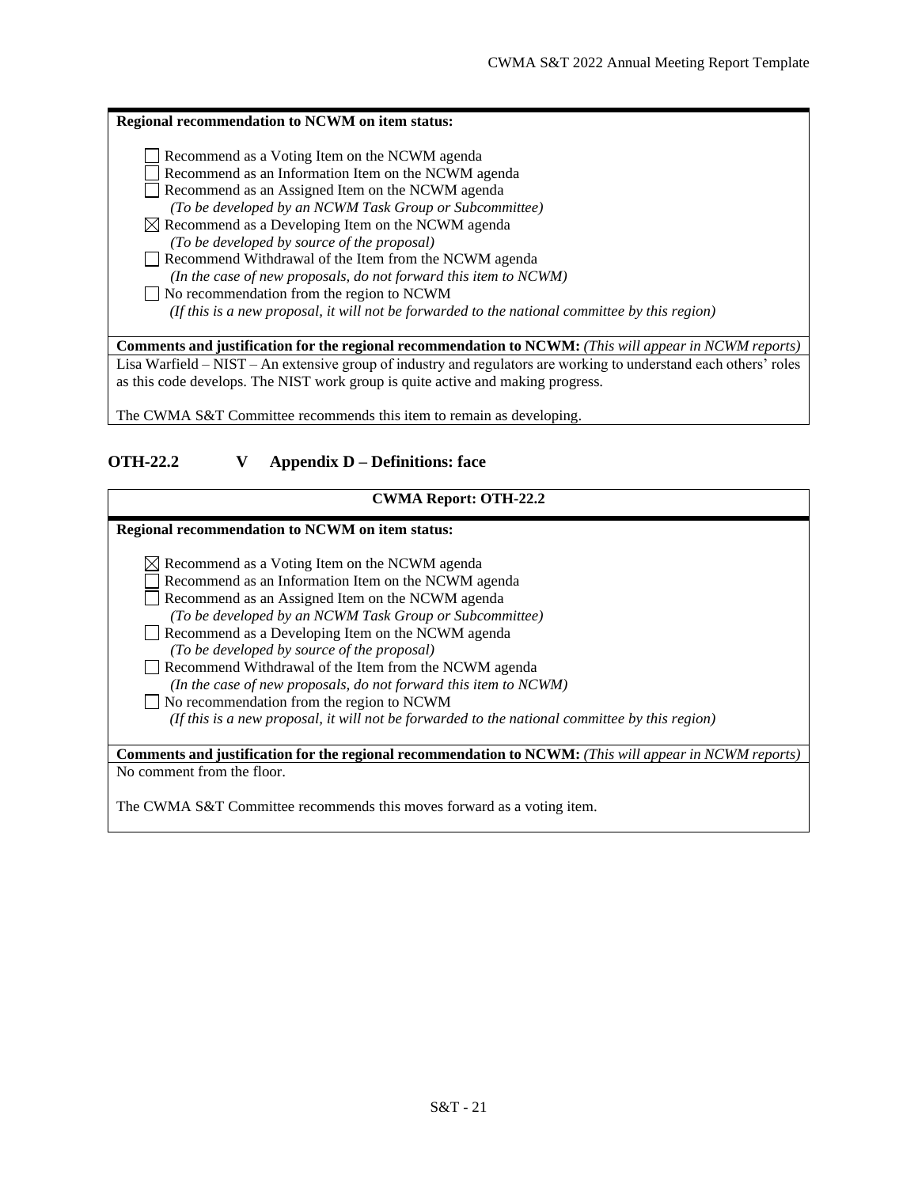**Regional recommendation to NCWM on item status:**

☐ Recommend as a Voting Item on the NCWM agenda
☐ Recommend as an Information Item on the NCWM agenda
☐ Recommend as an Assigned Item on the NCWM agenda
*(To be developed by an NCWM Task Group or Subcommittee)*
☒ Recommend as a Developing Item on the NCWM agenda
*(To be developed by source of the proposal)*
☐ Recommend Withdrawal of the Item from the NCWM agenda
*(In the case of new proposals, do not forward this item to NCWM)*
☐ No recommendation from the region to NCWM
*(If this is a new proposal, it will not be forwarded to the national committee by this region)*

**Comments and justification for the regional recommendation to NCWM:** *(This will appear in NCWM reports)*

Lisa Warfield – NIST – An extensive group of industry and regulators are working to understand each others' roles as this code develops. The NIST work group is quite active and making progress.

The CWMA S&T Committee recommends this item to remain as developing.

## OTH-22.2 V Appendix D – Definitions: face

**CWMA Report: OTH-22.2**

**Regional recommendation to NCWM on item status:**

☒ Recommend as a Voting Item on the NCWM agenda
☐ Recommend as an Information Item on the NCWM agenda
☐ Recommend as an Assigned Item on the NCWM agenda
*(To be developed by an NCWM Task Group or Subcommittee)*
☐ Recommend as a Developing Item on the NCWM agenda
*(To be developed by source of the proposal)*
☐ Recommend Withdrawal of the Item from the NCWM agenda
*(In the case of new proposals, do not forward this item to NCWM)*
☐ No recommendation from the region to NCWM
*(If this is a new proposal, it will not be forwarded to the national committee by this region)*

**Comments and justification for the regional recommendation to NCWM:** *(This will appear in NCWM reports)*

No comment from the floor.

The CWMA S&T Committee recommends this moves forward as a voting item.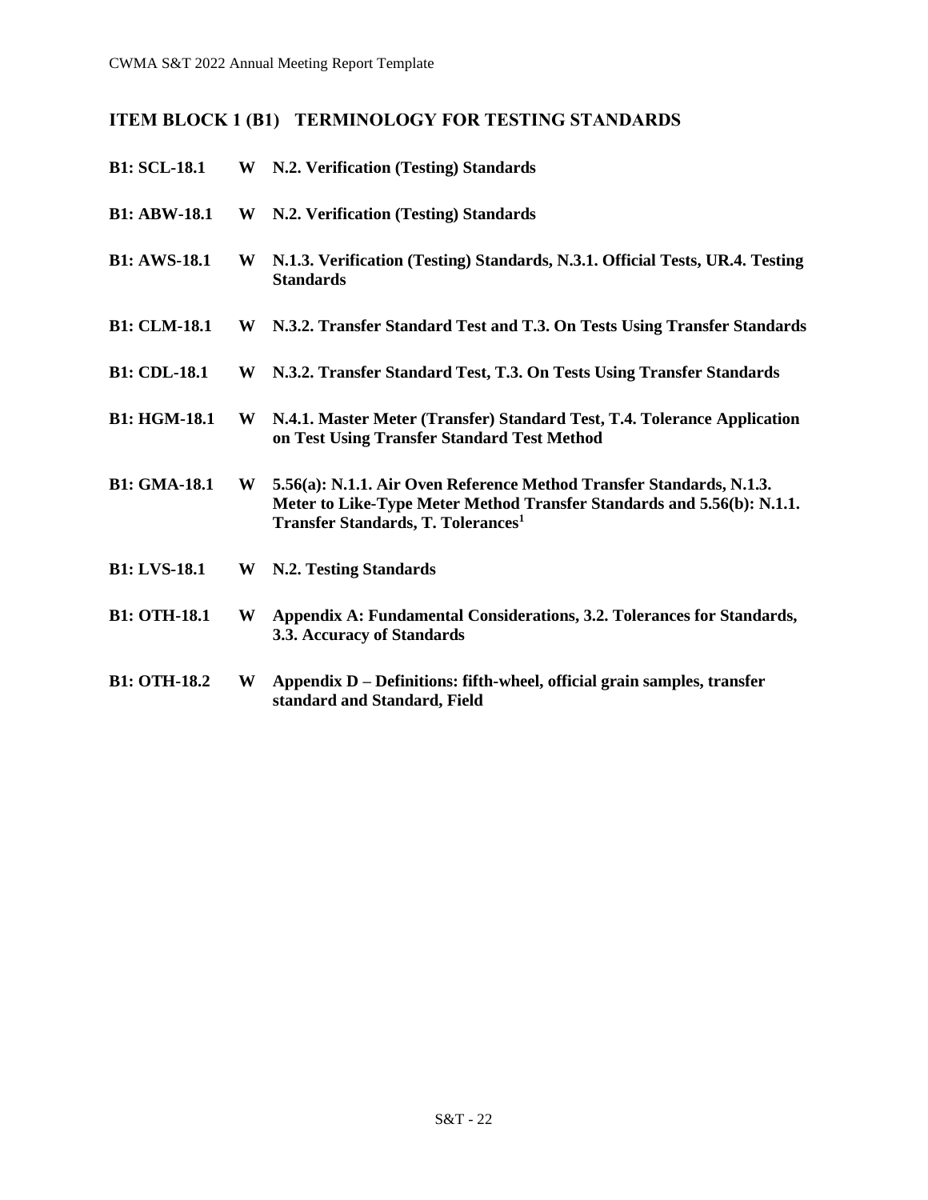## ITEM BLOCK 1 (B1) TERMINOLOGY FOR TESTING STANDARDS

**B1: SCL-18.1 W N.2. Verification (Testing) Standards**

**B1: ABW-18.1 W N.2. Verification (Testing) Standards**

**B1: AWS-18.1 W N.1.3. Verification (Testing) Standards, N.3.1. Official Tests, UR.4. Testing Standards**

**B1: CLM-18.1 W N.3.2. Transfer Standard Test and T.3. On Tests Using Transfer Standards**

**B1: CDL-18.1 W N.3.2. Transfer Standard Test, T.3. On Tests Using Transfer Standards**

**B1: HGM-18.1 W N.4.1. Master Meter (Transfer) Standard Test, T.4. Tolerance Application on Test Using Transfer Standard Test Method**

**B1: GMA-18.1 W 5.56(a): N.1.1. Air Oven Reference Method Transfer Standards, N.1.3. Meter to Like-Type Meter Method Transfer Standards and 5.56(b): N.1.1. Transfer Standards, T. Tolerances[1]**

**B1: LVS-18.1 W N.2. Testing Standards**

**B1: OTH-18.1 W Appendix A: Fundamental Considerations, 3.2. Tolerances for Standards, 3.3. Accuracy of Standards**

**B1: OTH-18.2 W Appendix D – Definitions: fifth-wheel, official grain samples, transfer standard and Standard, Field**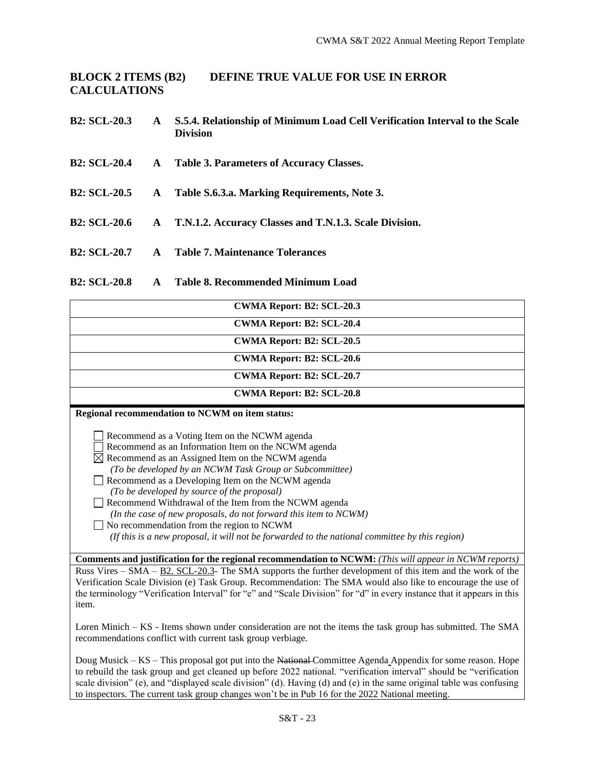## BLOCK 2 ITEMS (B2) DEFINE TRUE VALUE FOR USE IN ERROR CALCULATIONS

**B2: SCL-20.3 A S.5.4. Relationship of Minimum Load Cell Verification Interval to the Scale Division**

**B2: SCL-20.4 A Table 3. Parameters of Accuracy Classes.**

**B2: SCL-20.5 A Table S.6.3.a. Marking Requirements, Note 3.**

**B2: SCL-20.6 A T.N.1.2. Accuracy Classes and T.N.1.3. Scale Division.**

**B2: SCL-20.7 A Table 7. Maintenance Tolerances**

**B2: SCL-20.8 A Table 8. Recommended Minimum Load**

| **CWMA Report: B2: SCL-20.3** |
|---|
| **CWMA Report: B2: SCL-20.4** |
| **CWMA Report: B2: SCL-20.5** |
| **CWMA Report: B2: SCL-20.6** |
| **CWMA Report: B2: SCL-20.7** |
| **CWMA Report: B2: SCL-20.8** |

**Regional recommendation to NCWM on item status:**

☐ Recommend as a Voting Item on the NCWM agenda
☐ Recommend as an Information Item on the NCWM agenda
☒ Recommend as an Assigned Item on the NCWM agenda
*(To be developed by an NCWM Task Group or Subcommittee)*
☐ Recommend as a Developing Item on the NCWM agenda
*(To be developed by source of the proposal)*
☐ Recommend Withdrawal of the Item from the NCWM agenda
*(In the case of new proposals, do not forward this item to NCWM)*
☐ No recommendation from the region to NCWM
*(If this is a new proposal, it will not be forwarded to the national committee by this region)*

**Comments and justification for the regional recommendation to NCWM:** *(This will appear in NCWM reports)*

Russ Vires – SMA – B2. SCL-20.3- The SMA supports the further development of this item and the work of the Verification Scale Division (e) Task Group. Recommendation: The SMA would also like to encourage the use of the terminology "Verification Interval" for "e" and "Scale Division" for "d" in every instance that it appears in this item.

Loren Minich – KS - Items shown under consideration are not the items the task group has submitted. The SMA recommendations conflict with current task group verbiage.

Doug Musick – KS – This proposal got put into the ~~National~~ Committee Agenda Appendix for some reason. Hope to rebuild the task group and get cleaned up before 2022 national. "verification interval" should be "verification scale division" (e), and "displayed scale division" (d). Having (d) and (e) in the same original table was confusing to inspectors. The current task group changes won't be in Pub 16 for the 2022 National meeting.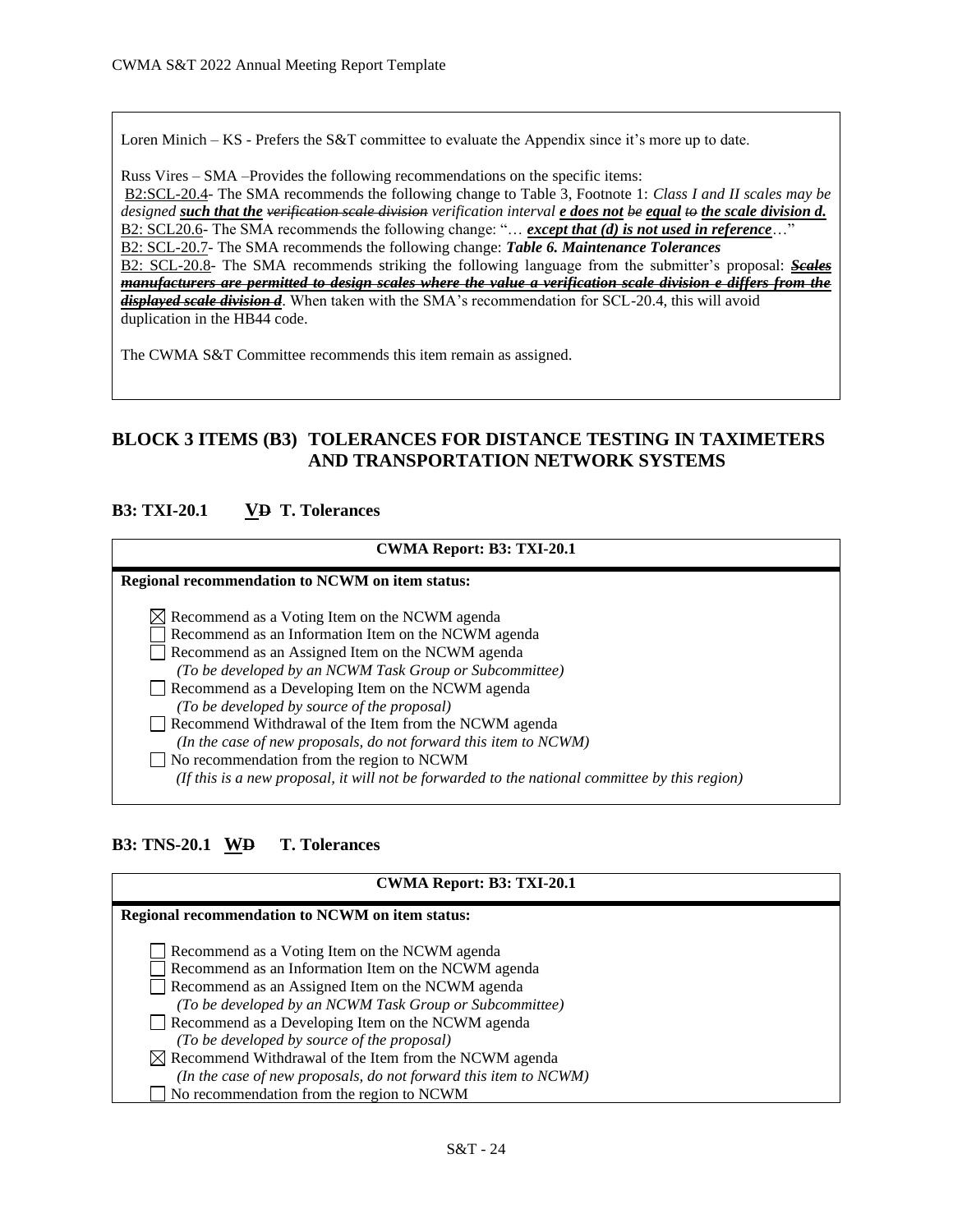Loren Minich – KS - Prefers the S&T committee to evaluate the Appendix since it's more up to date.

Russ Vires – SMA –Provides the following recommendations on the specific items:
B2:SCL-20.4- The SMA recommends the following change to Table 3, Footnote 1: *Class I and II scales may be designed* ***such that the*** ~~*verification scale division*~~ *verification interval* ***e does not*** ~~*be*~~ ***equal*** ~~*to*~~ ***the scale division d.***
B2: SCL20.6- The SMA recommends the following change: "… ***except that (d) is not used in reference***…"
B2: SCL-20.7- The SMA recommends the following change: ***Table 6. Maintenance Tolerances***
B2: SCL-20.8- The SMA recommends striking the following language from the submitter's proposal: ~~***Scales manufacturers are permitted to design scales where the value a verification scale division e differs from the displayed scale division d***~~. When taken with the SMA's recommendation for SCL-20.4, this will avoid duplication in the HB44 code.

The CWMA S&T Committee recommends this item remain as assigned.

## BLOCK 3 ITEMS (B3) TOLERANCES FOR DISTANCE TESTING IN TAXIMETERS AND TRANSPORTATION NETWORK SYSTEMS

### B3: TXI-20.1 V~~D~~ T. Tolerances

**CWMA Report: B3: TXI-20.1**

**Regional recommendation to NCWM on item status:**

- [x] Recommend as a Voting Item on the NCWM agenda
- [ ] Recommend as an Information Item on the NCWM agenda
- [ ] Recommend as an Assigned Item on the NCWM agenda
  *(To be developed by an NCWM Task Group or Subcommittee)*
- [ ] Recommend as a Developing Item on the NCWM agenda
  *(To be developed by source of the proposal)*
- [ ] Recommend Withdrawal of the Item from the NCWM agenda
  *(In the case of new proposals, do not forward this item to NCWM)*
- [ ] No recommendation from the region to NCWM
  *(If this is a new proposal, it will not be forwarded to the national committee by this region)*

### B3: TNS-20.1 W~~D~~ T. Tolerances

**CWMA Report: B3: TXI-20.1**

**Regional recommendation to NCWM on item status:**

- [ ] Recommend as a Voting Item on the NCWM agenda
- [ ] Recommend as an Information Item on the NCWM agenda
- [ ] Recommend as an Assigned Item on the NCWM agenda
  *(To be developed by an NCWM Task Group or Subcommittee)*
- [ ] Recommend as a Developing Item on the NCWM agenda
  *(To be developed by source of the proposal)*
- [x] Recommend Withdrawal of the Item from the NCWM agenda
  *(In the case of new proposals, do not forward this item to NCWM)*
- [ ] No recommendation from the region to NCWM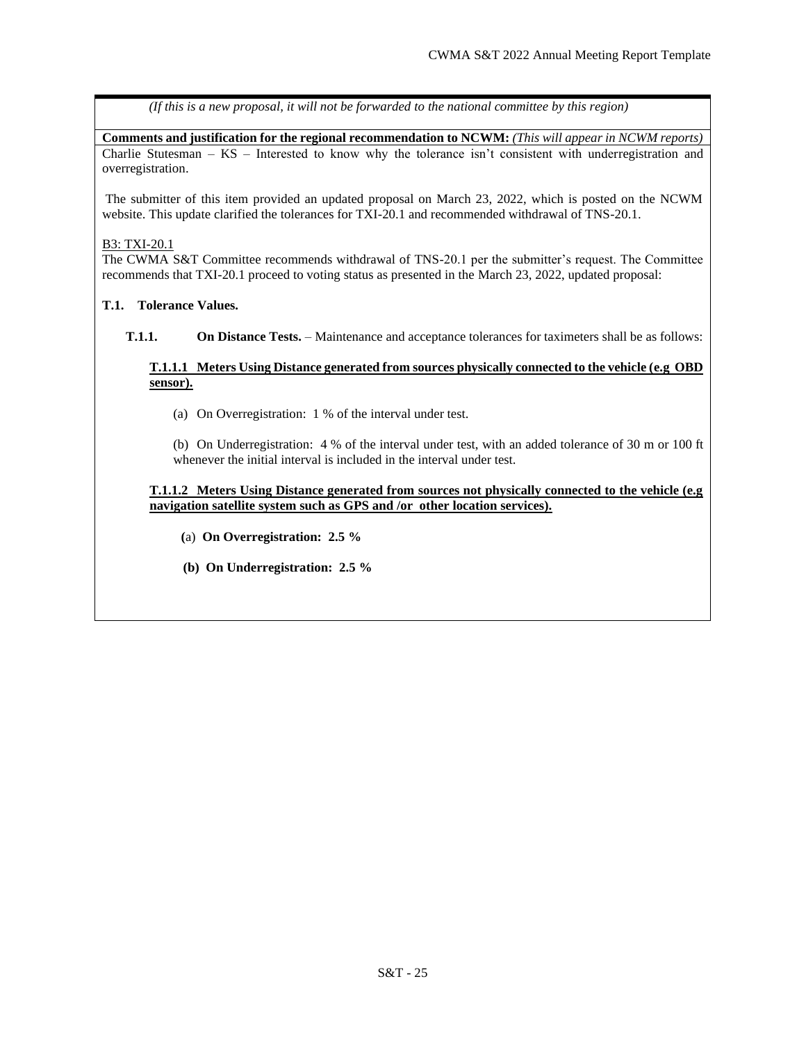*(If this is a new proposal, it will not be forwarded to the national committee by this region)*

**Comments and justification for the regional recommendation to NCWM:** *(This will appear in NCWM reports)*

Charlie Stutesman – KS – Interested to know why the tolerance isn't consistent with underregistration and overregistration.

The submitter of this item provided an updated proposal on March 23, 2022, which is posted on the NCWM website. This update clarified the tolerances for TXI-20.1 and recommended withdrawal of TNS-20.1.

<u>B3: TXI-20.1</u>

The CWMA S&T Committee recommends withdrawal of TNS-20.1 per the submitter's request. The Committee recommends that TXI-20.1 proceed to voting status as presented in the March 23, 2022, updated proposal:

**T.1. Tolerance Values.**

**T.1.1. On Distance Tests.** – Maintenance and acceptance tolerances for taximeters shall be as follows:

**<u>T.1.1.1 Meters Using Distance generated from sources physically connected to the vehicle (e.g OBD sensor).</u>**

(a) On Overregistration: 1 % of the interval under test.

(b) On Underregistration: 4 % of the interval under test, with an added tolerance of 30 m or 100 ft whenever the initial interval is included in the interval under test.

**<u>T.1.1.2 Meters Using Distance generated from sources not physically connected to the vehicle (e.g navigation satellite system such as GPS and /or other location services).</u>**

**(**a) **On Overregistration: 2.5 %**

**(b) On Underregistration: 2.5 %**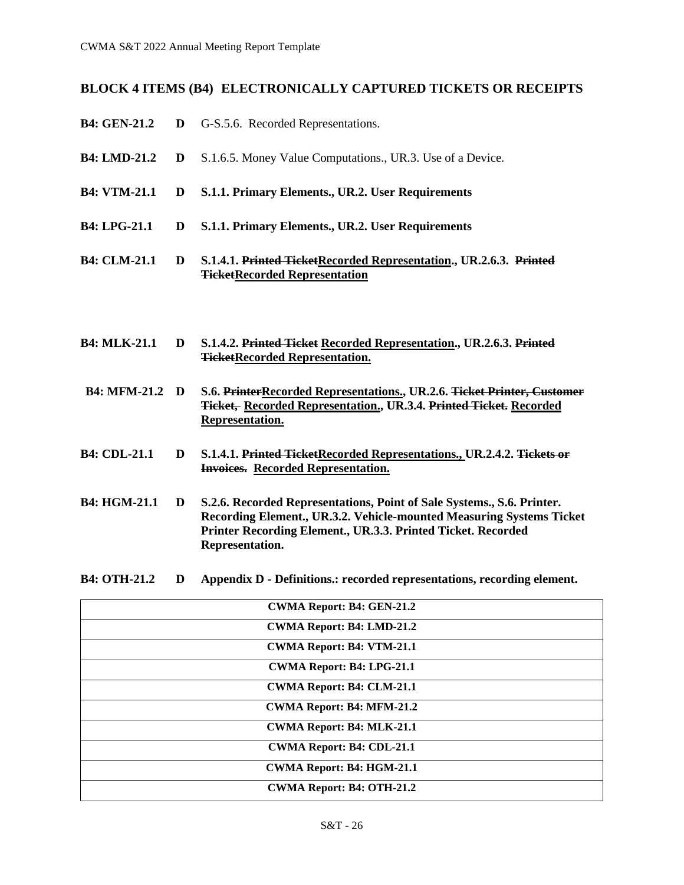## BLOCK 4 ITEMS (B4) ELECTRONICALLY CAPTURED TICKETS OR RECEIPTS

**B4: GEN-21.2** **D** G-S.5.6. Recorded Representations.

**B4: LMD-21.2** **D** S.1.6.5. Money Value Computations., UR.3. Use of a Device.

**B4: VTM-21.1** **D** **S.1.1. Primary Elements., UR.2. User Requirements**

**B4: LPG-21.1** **D** **S.1.1. Primary Elements., UR.2. User Requirements**

**B4: CLM-21.1** **D** **S.1.4.1. ~~Printed Ticket~~<u>Recorded Representation</u>., UR.2.6.3. ~~Printed Ticket~~<u>Recorded Representation</u>**

**B4: MLK-21.1** **D** **S.1.4.2. ~~Printed Ticket~~ <u>Recorded Representation</u>., UR.2.6.3. ~~Printed Ticket~~<u>Recorded Representation.</u>**

**B4: MFM-21.2** **D** **S.6. ~~Printer~~<u>Recorded Representations.</u>, UR.2.6. ~~Ticket Printer, Customer Ticket,~~ <u>Recorded Representation.</u>, UR.3.4. ~~Printed Ticket.~~ <u>Recorded Representation.</u>**

**B4: CDL-21.1** **D** **S.1.4.1. ~~Printed Ticket~~<u>Recorded Representations.,</u> UR.2.4.2. ~~Tickets or Invoices.~~ <u>Recorded Representation.</u>**

**B4: HGM-21.1** **D** **S.2.6. Recorded Representations, Point of Sale Systems., S.6. Printer. Recording Element., UR.3.2. Vehicle-mounted Measuring Systems Ticket Printer Recording Element., UR.3.3. Printed Ticket. Recorded Representation.**

**B4: OTH-21.2** **D** **Appendix D - Definitions.: recorded representations, recording element.**

| **CWMA Report: B4: GEN-21.2** |
|---|
| **CWMA Report: B4: LMD-21.2** |
| **CWMA Report: B4: VTM-21.1** |
| **CWMA Report: B4: LPG-21.1** |
| **CWMA Report: B4: CLM-21.1** |
| **CWMA Report: B4: MFM-21.2** |
| **CWMA Report: B4: MLK-21.1** |
| **CWMA Report: B4: CDL-21.1** |
| **CWMA Report: B4: HGM-21.1** |
| **CWMA Report: B4: OTH-21.2** |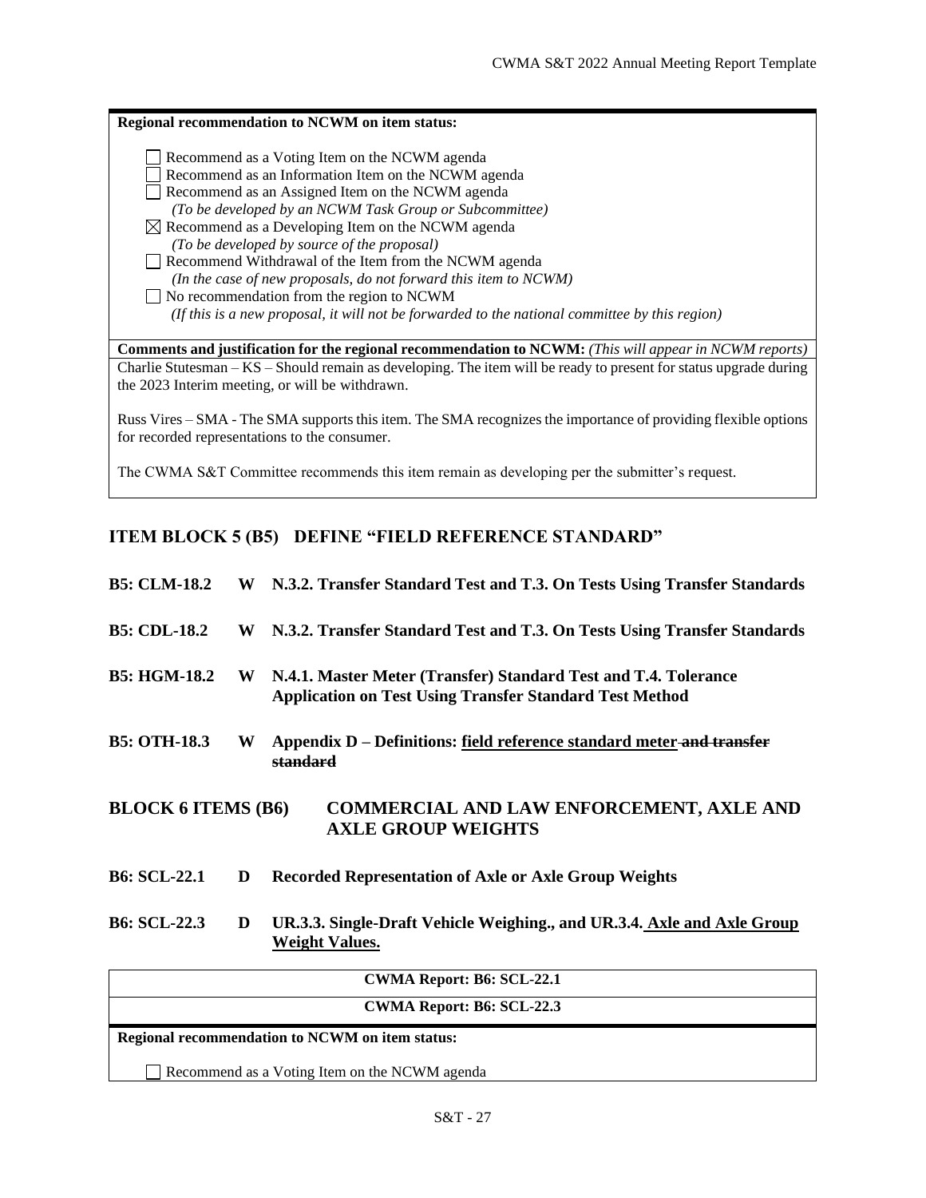**Regional recommendation to NCWM on item status:**

☐ Recommend as a Voting Item on the NCWM agenda
☐ Recommend as an Information Item on the NCWM agenda
☐ Recommend as an Assigned Item on the NCWM agenda
*(To be developed by an NCWM Task Group or Subcommittee)*
☒ Recommend as a Developing Item on the NCWM agenda
*(To be developed by source of the proposal)*
☐ Recommend Withdrawal of the Item from the NCWM agenda
*(In the case of new proposals, do not forward this item to NCWM)*
☐ No recommendation from the region to NCWM
*(If this is a new proposal, it will not be forwarded to the national committee by this region)*

**Comments and justification for the regional recommendation to NCWM:** *(This will appear in NCWM reports)*

Charlie Stutesman – KS – Should remain as developing. The item will be ready to present for status upgrade during the 2023 Interim meeting, or will be withdrawn.

Russ Vires – SMA - The SMA supports this item. The SMA recognizes the importance of providing flexible options for recorded representations to the consumer.

The CWMA S&T Committee recommends this item remain as developing per the submitter's request.

## ITEM BLOCK 5 (B5) DEFINE "FIELD REFERENCE STANDARD"

**B5: CLM-18.2 W N.3.2. Transfer Standard Test and T.3. On Tests Using Transfer Standards**

**B5: CDL-18.2 W N.3.2. Transfer Standard Test and T.3. On Tests Using Transfer Standards**

**B5: HGM-18.2 W N.4.1. Master Meter (Transfer) Standard Test and T.4. Tolerance Application on Test Using Transfer Standard Test Method**

**B5: OTH-18.3 W Appendix D – Definitions: <u>field reference standard meter</u> ~~and transfer standard~~**

## BLOCK 6 ITEMS (B6) COMMERCIAL AND LAW ENFORCEMENT, AXLE AND AXLE GROUP WEIGHTS

**B6: SCL-22.1 D Recorded Representation of Axle or Axle Group Weights**

**B6: SCL-22.3 D UR.3.3. Single-Draft Vehicle Weighing., and UR.3.4. <u>Axle and Axle Group Weight Values.</u>**

**CWMA Report: B6: SCL-22.1**

**CWMA Report: B6: SCL-22.3**

**Regional recommendation to NCWM on item status:**

☐ Recommend as a Voting Item on the NCWM agenda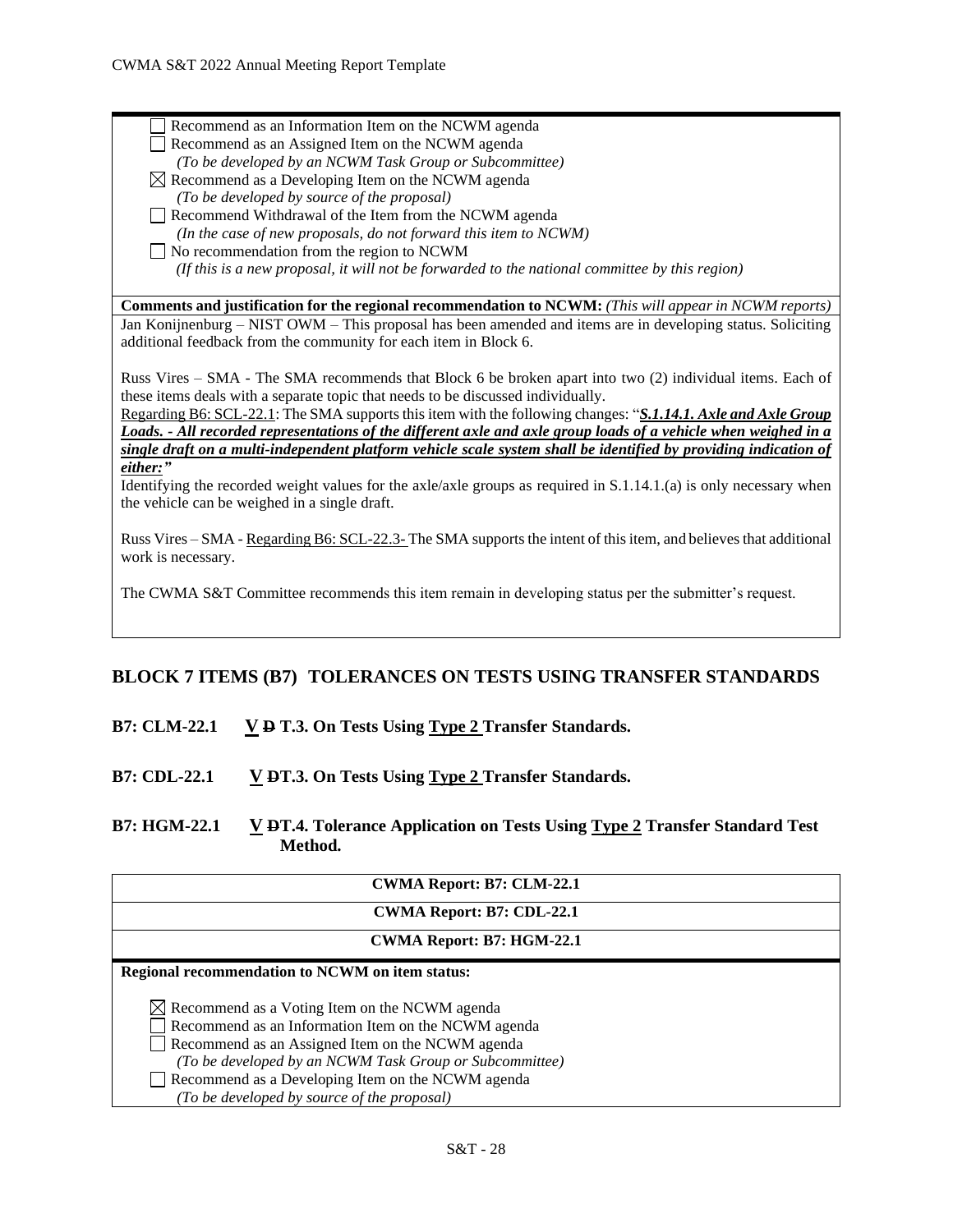- ☐ Recommend as an Information Item on the NCWM agenda
- ☐ Recommend as an Assigned Item on the NCWM agenda
  *(To be developed by an NCWM Task Group or Subcommittee)*
- ☒ Recommend as a Developing Item on the NCWM agenda
  *(To be developed by source of the proposal)*
- ☐ Recommend Withdrawal of the Item from the NCWM agenda
  *(In the case of new proposals, do not forward this item to NCWM)*
- ☐ No recommendation from the region to NCWM
  *(If this is a new proposal, it will not be forwarded to the national committee by this region)*

**Comments and justification for the regional recommendation to NCWM:** *(This will appear in NCWM reports)*

Jan Konijnenburg – NIST OWM – This proposal has been amended and items are in developing status. Soliciting additional feedback from the community for each item in Block 6.

Russ Vires – SMA - The SMA recommends that Block 6 be broken apart into two (2) individual items. Each of these items deals with a separate topic that needs to be discussed individually.

<u>Regarding B6: SCL-22.1</u>: The SMA supports this item with the following changes: "***<u>S.1.14.1. Axle and Axle Group Loads. - All recorded representations of the different axle and axle group loads of a vehicle when weighed in a single draft on a multi-independent platform vehicle scale system shall be identified by providing indication of either:</u>***"

Identifying the recorded weight values for the axle/axle groups as required in S.1.14.1.(a) is only necessary when the vehicle can be weighed in a single draft.

Russ Vires – SMA - <u>Regarding B6: SCL-22.3-</u> The SMA supports the intent of this item, and believes that additional work is necessary.

The CWMA S&T Committee recommends this item remain in developing status per the submitter's request.

## BLOCK 7 ITEMS (B7) TOLERANCES ON TESTS USING TRANSFER STANDARDS

### B7: CLM-22.1 <u>V</u> ~~D~~ T.3. On Tests Using <u>Type 2</u> Transfer Standards.

### B7: CDL-22.1 <u>V</u> ~~D~~T.3. On Tests Using <u>Type 2</u> Transfer Standards.

### B7: HGM-22.1 <u>V</u> ~~D~~T.4. Tolerance Application on Tests Using <u>Type 2</u> Transfer Standard Test Method.

**CWMA Report: B7: CLM-22.1**

**CWMA Report: B7: CDL-22.1**

**CWMA Report: B7: HGM-22.1**

**Regional recommendation to NCWM on item status:**

- ☒ Recommend as a Voting Item on the NCWM agenda
- ☐ Recommend as an Information Item on the NCWM agenda
- ☐ Recommend as an Assigned Item on the NCWM agenda
  *(To be developed by an NCWM Task Group or Subcommittee)*
- ☐ Recommend as a Developing Item on the NCWM agenda
  *(To be developed by source of the proposal)*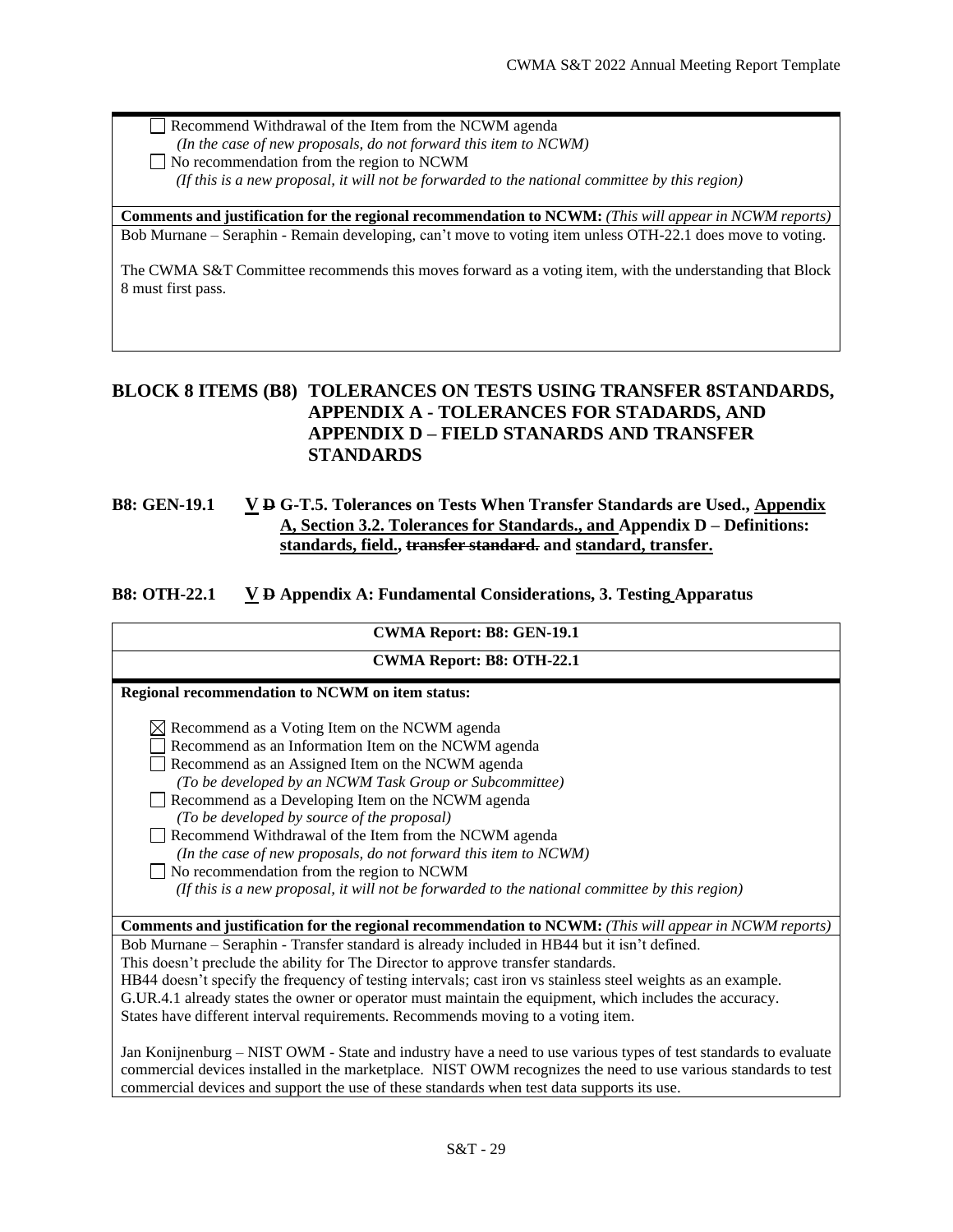☐ Recommend Withdrawal of the Item from the NCWM agenda
*(In the case of new proposals, do not forward this item to NCWM)*
☐ No recommendation from the region to NCWM
*(If this is a new proposal, it will not be forwarded to the national committee by this region)*

**Comments and justification for the regional recommendation to NCWM:** *(This will appear in NCWM reports)*

Bob Murnane – Seraphin - Remain developing, can't move to voting item unless OTH-22.1 does move to voting.

The CWMA S&T Committee recommends this moves forward as a voting item, with the understanding that Block 8 must first pass.

## BLOCK 8 ITEMS (B8) TOLERANCES ON TESTS USING TRANSFER 8STANDARDS, APPENDIX A - TOLERANCES FOR STADARDS, AND APPENDIX D – FIELD STANARDS AND TRANSFER STANDARDS

### B8: GEN-19.1 <u>V</u> ~~D~~ G-T.5. Tolerances on Tests When Transfer Standards are Used., <u>Appendix A, Section 3.2. Tolerances for Standards., and</u> Appendix D – Definitions: <u>standards, field.,</u> ~~transfer standard.~~ and <u>standard, transfer.</u>

### B8: OTH-22.1 <u>V</u> ~~D~~ Appendix A: Fundamental Considerations, 3. Testing Apparatus

**CWMA Report: B8: GEN-19.1**

**CWMA Report: B8: OTH-22.1**

**Regional recommendation to NCWM on item status:**

☒ Recommend as a Voting Item on the NCWM agenda
☐ Recommend as an Information Item on the NCWM agenda
☐ Recommend as an Assigned Item on the NCWM agenda
*(To be developed by an NCWM Task Group or Subcommittee)*
☐ Recommend as a Developing Item on the NCWM agenda
*(To be developed by source of the proposal)*
☐ Recommend Withdrawal of the Item from the NCWM agenda
*(In the case of new proposals, do not forward this item to NCWM)*
☐ No recommendation from the region to NCWM
*(If this is a new proposal, it will not be forwarded to the national committee by this region)*

**Comments and justification for the regional recommendation to NCWM:** *(This will appear in NCWM reports)*

Bob Murnane – Seraphin - Transfer standard is already included in HB44 but it isn't defined.
This doesn't preclude the ability for The Director to approve transfer standards.
HB44 doesn't specify the frequency of testing intervals; cast iron vs stainless steel weights as an example.
G.UR.4.1 already states the owner or operator must maintain the equipment, which includes the accuracy.
States have different interval requirements. Recommends moving to a voting item.

Jan Konijnenburg – NIST OWM - State and industry have a need to use various types of test standards to evaluate commercial devices installed in the marketplace. NIST OWM recognizes the need to use various standards to test commercial devices and support the use of these standards when test data supports its use.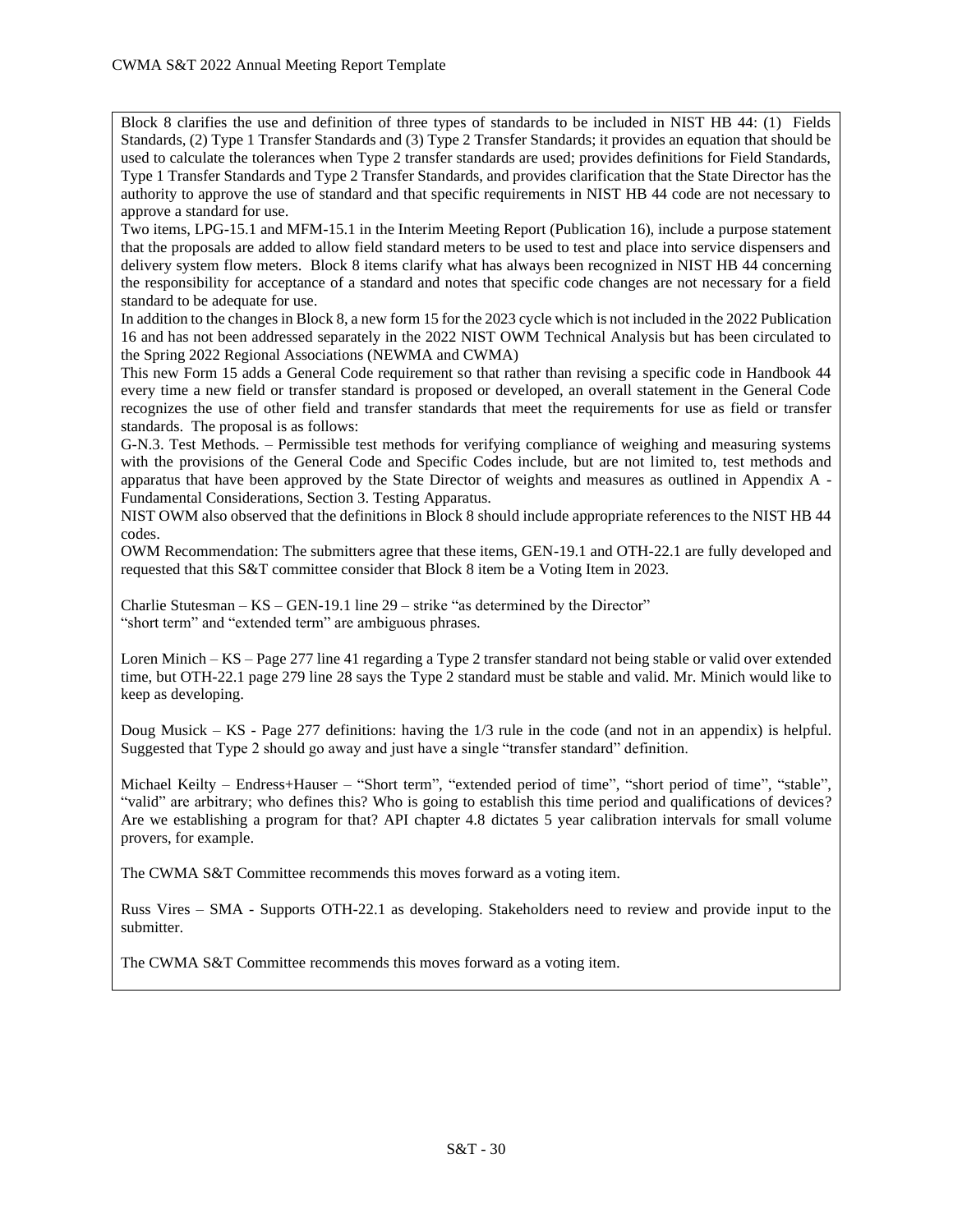Block 8 clarifies the use and definition of three types of standards to be included in NIST HB 44: (1) Fields Standards, (2) Type 1 Transfer Standards and (3) Type 2 Transfer Standards; it provides an equation that should be used to calculate the tolerances when Type 2 transfer standards are used; provides definitions for Field Standards, Type 1 Transfer Standards and Type 2 Transfer Standards, and provides clarification that the State Director has the authority to approve the use of standard and that specific requirements in NIST HB 44 code are not necessary to approve a standard for use.

Two items, LPG-15.1 and MFM-15.1 in the Interim Meeting Report (Publication 16), include a purpose statement that the proposals are added to allow field standard meters to be used to test and place into service dispensers and delivery system flow meters. Block 8 items clarify what has always been recognized in NIST HB 44 concerning the responsibility for acceptance of a standard and notes that specific code changes are not necessary for a field standard to be adequate for use.

In addition to the changes in Block 8, a new form 15 for the 2023 cycle which is not included in the 2022 Publication 16 and has not been addressed separately in the 2022 NIST OWM Technical Analysis but has been circulated to the Spring 2022 Regional Associations (NEWMA and CWMA)

This new Form 15 adds a General Code requirement so that rather than revising a specific code in Handbook 44 every time a new field or transfer standard is proposed or developed, an overall statement in the General Code recognizes the use of other field and transfer standards that meet the requirements for use as field or transfer standards. The proposal is as follows:

G-N.3. Test Methods. – Permissible test methods for verifying compliance of weighing and measuring systems with the provisions of the General Code and Specific Codes include, but are not limited to, test methods and apparatus that have been approved by the State Director of weights and measures as outlined in Appendix A - Fundamental Considerations, Section 3. Testing Apparatus.

NIST OWM also observed that the definitions in Block 8 should include appropriate references to the NIST HB 44 codes.

OWM Recommendation: The submitters agree that these items, GEN-19.1 and OTH-22.1 are fully developed and requested that this S&T committee consider that Block 8 item be a Voting Item in 2023.

Charlie Stutesman – KS – GEN-19.1 line 29 – strike "as determined by the Director"
"short term" and "extended term" are ambiguous phrases.

Loren Minich – KS – Page 277 line 41 regarding a Type 2 transfer standard not being stable or valid over extended time, but OTH-22.1 page 279 line 28 says the Type 2 standard must be stable and valid. Mr. Minich would like to keep as developing.

Doug Musick – KS - Page 277 definitions: having the 1/3 rule in the code (and not in an appendix) is helpful. Suggested that Type 2 should go away and just have a single "transfer standard" definition.

Michael Keilty – Endress+Hauser – "Short term", "extended period of time", "short period of time", "stable", "valid" are arbitrary; who defines this? Who is going to establish this time period and qualifications of devices? Are we establishing a program for that? API chapter 4.8 dictates 5 year calibration intervals for small volume provers, for example.

The CWMA S&T Committee recommends this moves forward as a voting item.

Russ Vires – SMA - Supports OTH-22.1 as developing. Stakeholders need to review and provide input to the submitter.

The CWMA S&T Committee recommends this moves forward as a voting item.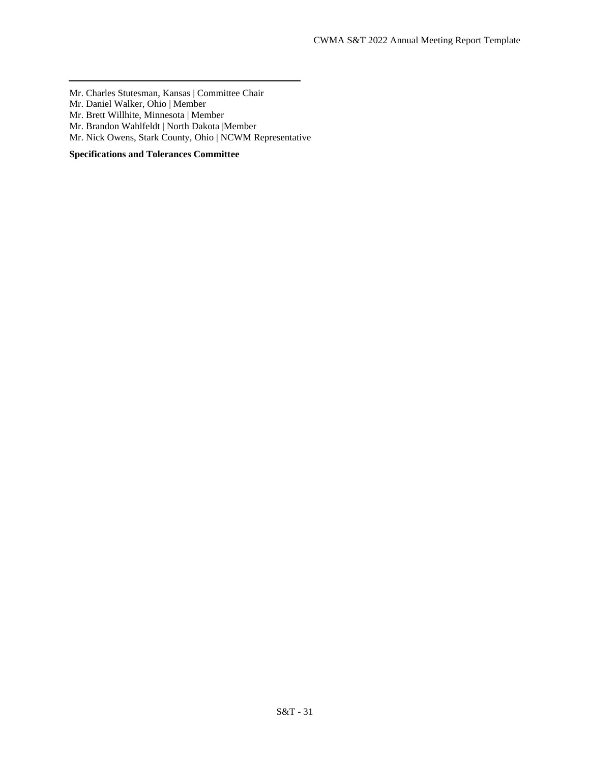---

Mr. Charles Stutesman, Kansas | Committee Chair
Mr. Daniel Walker, Ohio | Member
Mr. Brett Willhite, Minnesota | Member
Mr. Brandon Wahlfeldt | North Dakota |Member
Mr. Nick Owens, Stark County, Ohio | NCWM Representative

**Specifications and Tolerances Committee**